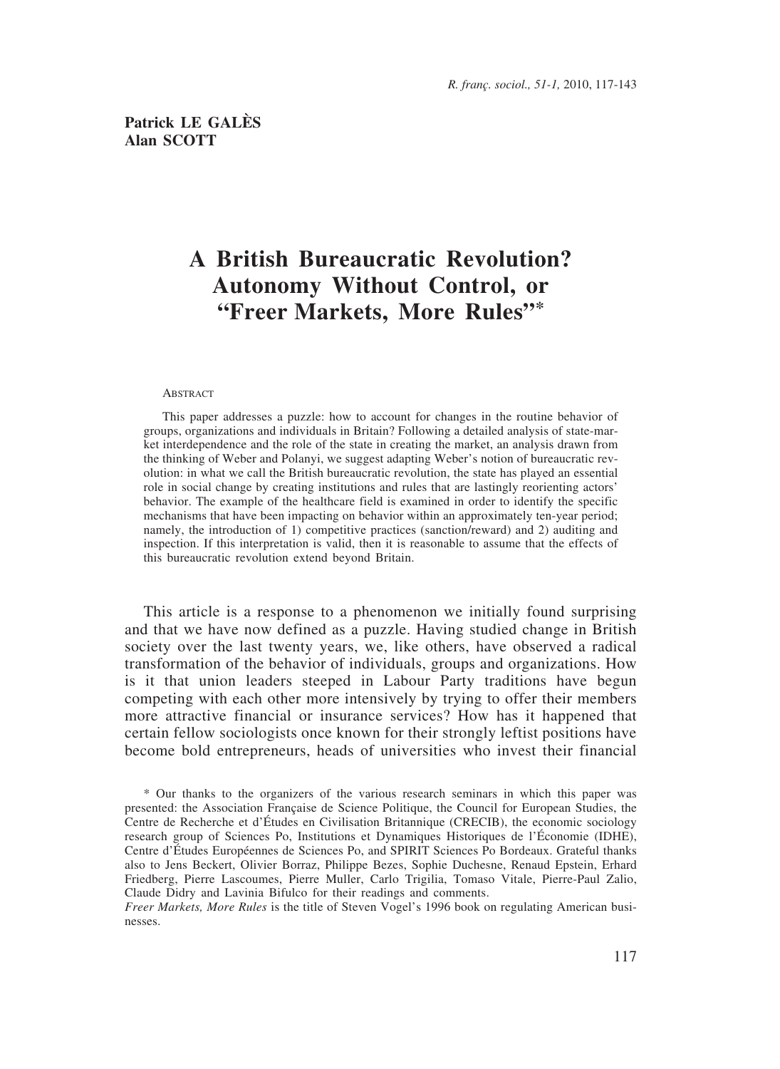**Patrick LE GALÈS**
**Alan SCOTT**

# A British Bureaucratic Revolution? Autonomy Without Control, or "Freer Markets, More Rules"*

ABSTRACT

This paper addresses a puzzle: how to account for changes in the routine behavior of groups, organizations and individuals in Britain? Following a detailed analysis of state-market interdependence and the role of the state in creating the market, an analysis drawn from the thinking of Weber and Polanyi, we suggest adapting Weber's notion of bureaucratic revolution: in what we call the British bureaucratic revolution, the state has played an essential role in social change by creating institutions and rules that are lastingly reorienting actors' behavior. The example of the healthcare field is examined in order to identify the specific mechanisms that have been impacting on behavior within an approximately ten-year period; namely, the introduction of 1) competitive practices (sanction/reward) and 2) auditing and inspection. If this interpretation is valid, then it is reasonable to assume that the effects of this bureaucratic revolution extend beyond Britain.

This article is a response to a phenomenon we initially found surprising and that we have now defined as a puzzle. Having studied change in British society over the last twenty years, we, like others, have observed a radical transformation of the behavior of individuals, groups and organizations. How is it that union leaders steeped in Labour Party traditions have begun competing with each other more intensively by trying to offer their members more attractive financial or insurance services? How has it happened that certain fellow sociologists once known for their strongly leftist positions have become bold entrepreneurs, heads of universities who invest their financial

\* Our thanks to the organizers of the various research seminars in which this paper was presented: the Association Française de Science Politique, the Council for European Studies, the Centre de Recherche et d'Études en Civilisation Britannique (CRECIB), the economic sociology research group of Sciences Po, Institutions et Dynamiques Historiques de l'Économie (IDHE), Centre d'Études Européennes de Sciences Po, and SPIRIT Sciences Po Bordeaux. Grateful thanks also to Jens Beckert, Olivier Borraz, Philippe Bezes, Sophie Duchesne, Renaud Epstein, Erhard Friedberg, Pierre Lascoumes, Pierre Muller, Carlo Trigilia, Tomaso Vitale, Pierre-Paul Zalio, Claude Didry and Lavinia Bifulco for their readings and comments.
*Freer Markets, More Rules* is the title of Steven Vogel's 1996 book on regulating American businesses.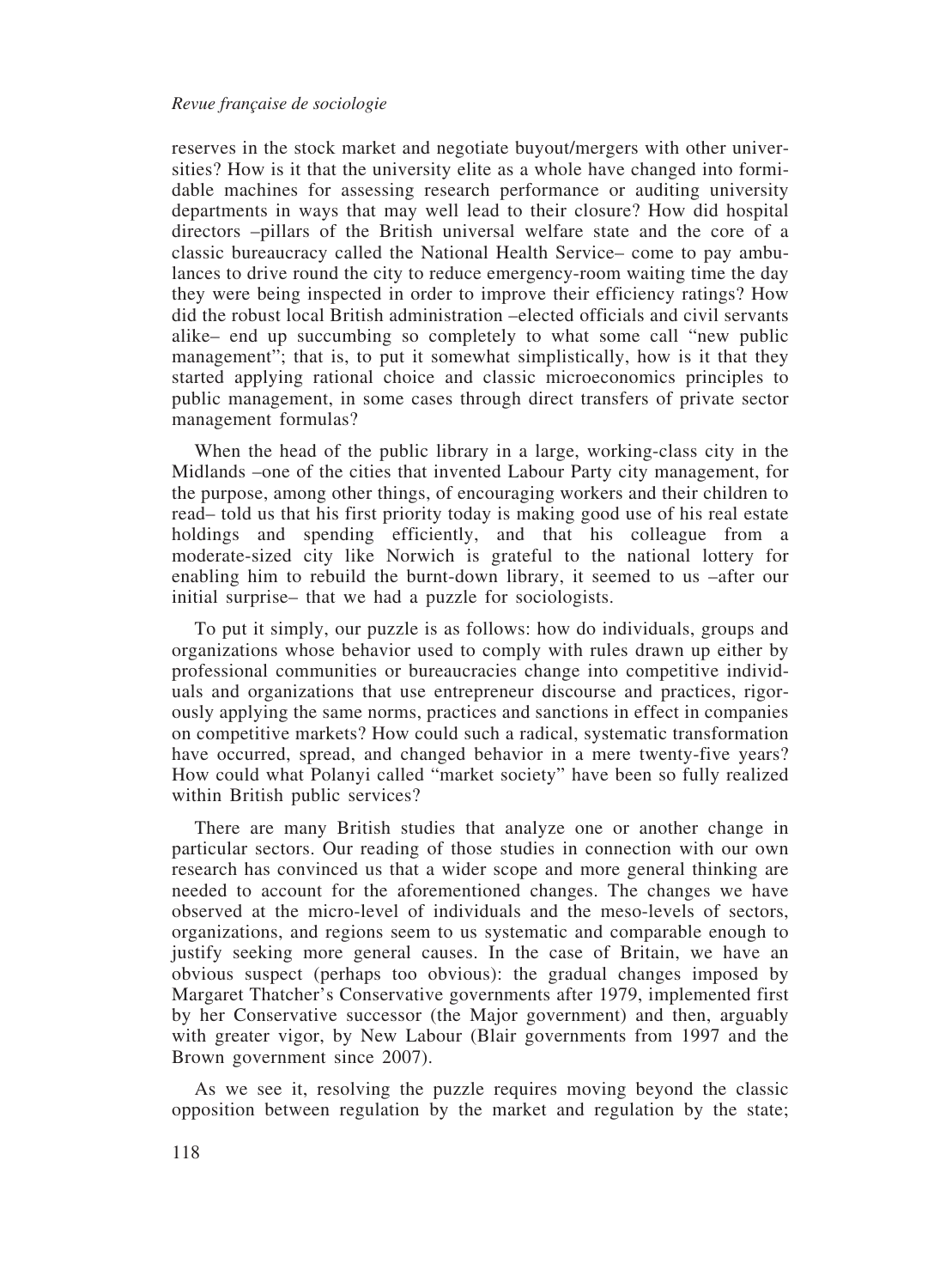reserves in the stock market and negotiate buyout/mergers with other universities? How is it that the university elite as a whole have changed into formidable machines for assessing research performance or auditing university departments in ways that may well lead to their closure? How did hospital directors –pillars of the British universal welfare state and the core of a classic bureaucracy called the National Health Service– come to pay ambulances to drive round the city to reduce emergency-room waiting time the day they were being inspected in order to improve their efficiency ratings? How did the robust local British administration –elected officials and civil servants alike– end up succumbing so completely to what some call "new public management"; that is, to put it somewhat simplistically, how is it that they started applying rational choice and classic microeconomics principles to public management, in some cases through direct transfers of private sector management formulas?

When the head of the public library in a large, working-class city in the Midlands –one of the cities that invented Labour Party city management, for the purpose, among other things, of encouraging workers and their children to read– told us that his first priority today is making good use of his real estate holdings and spending efficiently, and that his colleague from a moderate-sized city like Norwich is grateful to the national lottery for enabling him to rebuild the burnt-down library, it seemed to us –after our initial surprise– that we had a puzzle for sociologists.

To put it simply, our puzzle is as follows: how do individuals, groups and organizations whose behavior used to comply with rules drawn up either by professional communities or bureaucracies change into competitive individuals and organizations that use entrepreneur discourse and practices, rigorously applying the same norms, practices and sanctions in effect in companies on competitive markets? How could such a radical, systematic transformation have occurred, spread, and changed behavior in a mere twenty-five years? How could what Polanyi called "market society" have been so fully realized within British public services?

There are many British studies that analyze one or another change in particular sectors. Our reading of those studies in connection with our own research has convinced us that a wider scope and more general thinking are needed to account for the aforementioned changes. The changes we have observed at the micro-level of individuals and the meso-levels of sectors, organizations, and regions seem to us systematic and comparable enough to justify seeking more general causes. In the case of Britain, we have an obvious suspect (perhaps too obvious): the gradual changes imposed by Margaret Thatcher's Conservative governments after 1979, implemented first by her Conservative successor (the Major government) and then, arguably with greater vigor, by New Labour (Blair governments from 1997 and the Brown government since 2007).

As we see it, resolving the puzzle requires moving beyond the classic opposition between regulation by the market and regulation by the state;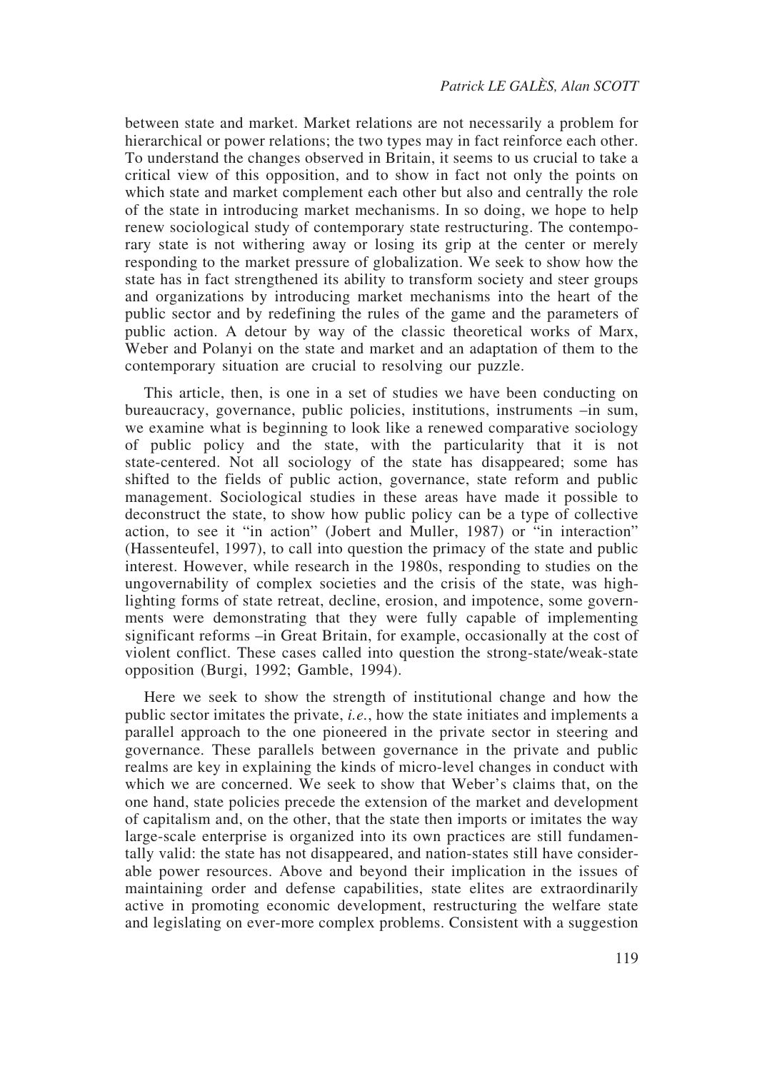between state and market. Market relations are not necessarily a problem for hierarchical or power relations; the two types may in fact reinforce each other. To understand the changes observed in Britain, it seems to us crucial to take a critical view of this opposition, and to show in fact not only the points on which state and market complement each other but also and centrally the role of the state in introducing market mechanisms. In so doing, we hope to help renew sociological study of contemporary state restructuring. The contemporary state is not withering away or losing its grip at the center or merely responding to the market pressure of globalization. We seek to show how the state has in fact strengthened its ability to transform society and steer groups and organizations by introducing market mechanisms into the heart of the public sector and by redefining the rules of the game and the parameters of public action. A detour by way of the classic theoretical works of Marx, Weber and Polanyi on the state and market and an adaptation of them to the contemporary situation are crucial to resolving our puzzle.

This article, then, is one in a set of studies we have been conducting on bureaucracy, governance, public policies, institutions, instruments –in sum, we examine what is beginning to look like a renewed comparative sociology of public policy and the state, with the particularity that it is not state-centered. Not all sociology of the state has disappeared; some has shifted to the fields of public action, governance, state reform and public management. Sociological studies in these areas have made it possible to deconstruct the state, to show how public policy can be a type of collective action, to see it "in action" (Jobert and Muller, 1987) or "in interaction" (Hassenteufel, 1997), to call into question the primacy of the state and public interest. However, while research in the 1980s, responding to studies on the ungovernability of complex societies and the crisis of the state, was highlighting forms of state retreat, decline, erosion, and impotence, some governments were demonstrating that they were fully capable of implementing significant reforms –in Great Britain, for example, occasionally at the cost of violent conflict. These cases called into question the strong-state/weak-state opposition (Burgi, 1992; Gamble, 1994).

Here we seek to show the strength of institutional change and how the public sector imitates the private, *i.e.*, how the state initiates and implements a parallel approach to the one pioneered in the private sector in steering and governance. These parallels between governance in the private and public realms are key in explaining the kinds of micro-level changes in conduct with which we are concerned. We seek to show that Weber's claims that, on the one hand, state policies precede the extension of the market and development of capitalism and, on the other, that the state then imports or imitates the way large-scale enterprise is organized into its own practices are still fundamentally valid: the state has not disappeared, and nation-states still have considerable power resources. Above and beyond their implication in the issues of maintaining order and defense capabilities, state elites are extraordinarily active in promoting economic development, restructuring the welfare state and legislating on ever-more complex problems. Consistent with a suggestion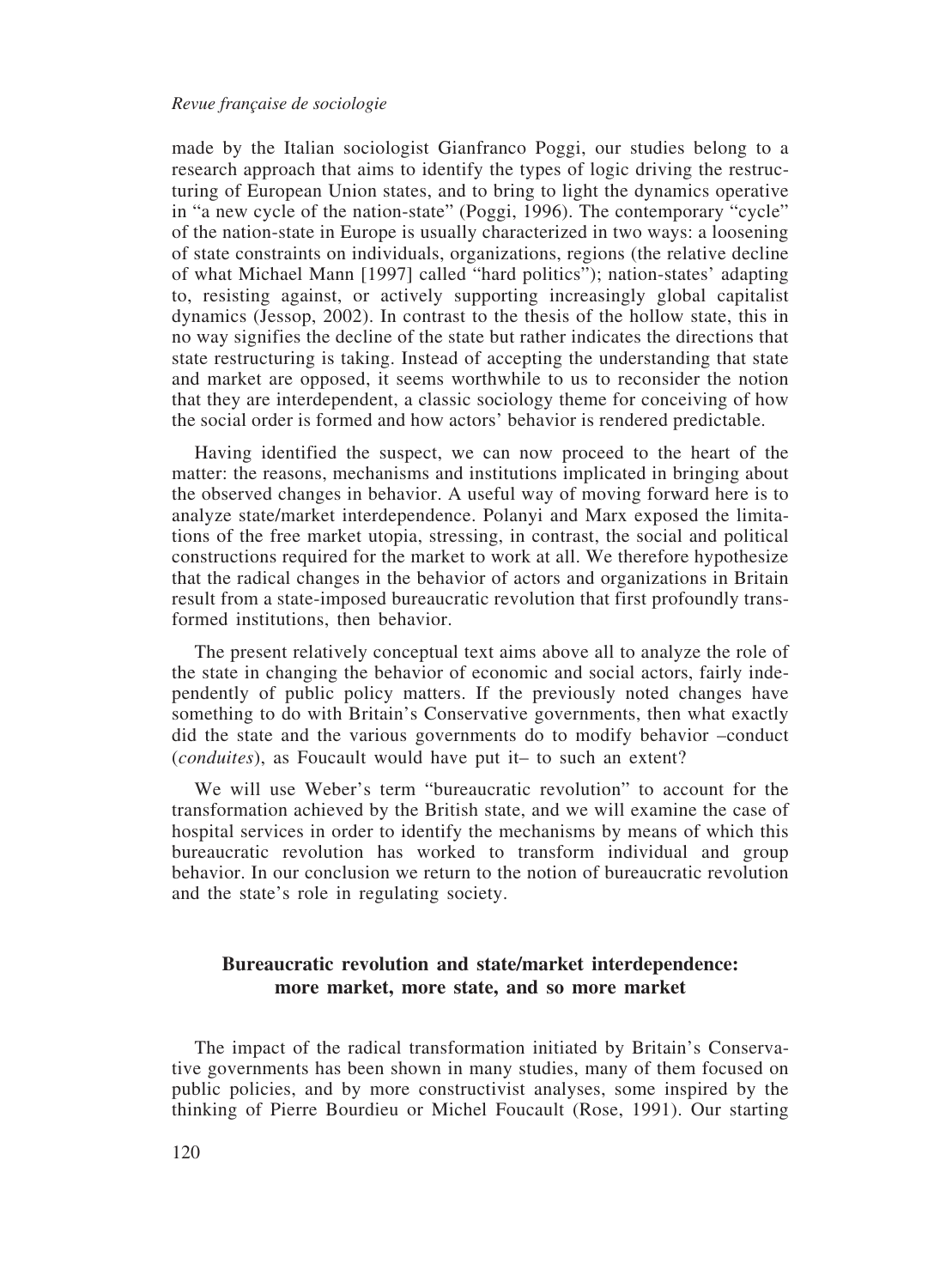made by the Italian sociologist Gianfranco Poggi, our studies belong to a research approach that aims to identify the types of logic driving the restructuring of European Union states, and to bring to light the dynamics operative in "a new cycle of the nation-state" (Poggi, 1996). The contemporary "cycle" of the nation-state in Europe is usually characterized in two ways: a loosening of state constraints on individuals, organizations, regions (the relative decline of what Michael Mann [1997] called "hard politics"); nation-states' adapting to, resisting against, or actively supporting increasingly global capitalist dynamics (Jessop, 2002). In contrast to the thesis of the hollow state, this in no way signifies the decline of the state but rather indicates the directions that state restructuring is taking. Instead of accepting the understanding that state and market are opposed, it seems worthwhile to us to reconsider the notion that they are interdependent, a classic sociology theme for conceiving of how the social order is formed and how actors' behavior is rendered predictable.

Having identified the suspect, we can now proceed to the heart of the matter: the reasons, mechanisms and institutions implicated in bringing about the observed changes in behavior. A useful way of moving forward here is to analyze state/market interdependence. Polanyi and Marx exposed the limitations of the free market utopia, stressing, in contrast, the social and political constructions required for the market to work at all. We therefore hypothesize that the radical changes in the behavior of actors and organizations in Britain result from a state-imposed bureaucratic revolution that first profoundly transformed institutions, then behavior.

The present relatively conceptual text aims above all to analyze the role of the state in changing the behavior of economic and social actors, fairly independently of public policy matters. If the previously noted changes have something to do with Britain's Conservative governments, then what exactly did the state and the various governments do to modify behavior –conduct (*conduites*), as Foucault would have put it– to such an extent?

We will use Weber's term "bureaucratic revolution" to account for the transformation achieved by the British state, and we will examine the case of hospital services in order to identify the mechanisms by means of which this bureaucratic revolution has worked to transform individual and group behavior. In our conclusion we return to the notion of bureaucratic revolution and the state's role in regulating society.

## Bureaucratic revolution and state/market interdependence: more market, more state, and so more market

The impact of the radical transformation initiated by Britain's Conservative governments has been shown in many studies, many of them focused on public policies, and by more constructivist analyses, some inspired by the thinking of Pierre Bourdieu or Michel Foucault (Rose, 1991). Our starting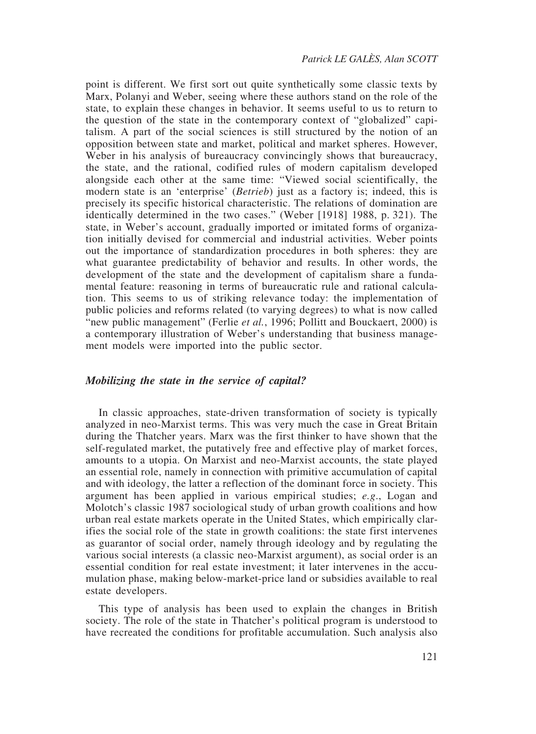point is different. We first sort out quite synthetically some classic texts by Marx, Polanyi and Weber, seeing where these authors stand on the role of the state, to explain these changes in behavior. It seems useful to us to return to the question of the state in the contemporary context of "globalized" capitalism. A part of the social sciences is still structured by the notion of an opposition between state and market, political and market spheres. However, Weber in his analysis of bureaucracy convincingly shows that bureaucracy, the state, and the rational, codified rules of modern capitalism developed alongside each other at the same time: "Viewed social scientifically, the modern state is an 'enterprise' (*Betrieb*) just as a factory is; indeed, this is precisely its specific historical characteristic. The relations of domination are identically determined in the two cases." (Weber [1918] 1988, p. 321). The state, in Weber's account, gradually imported or imitated forms of organization initially devised for commercial and industrial activities. Weber points out the importance of standardization procedures in both spheres: they are what guarantee predictability of behavior and results. In other words, the development of the state and the development of capitalism share a fundamental feature: reasoning in terms of bureaucratic rule and rational calculation. This seems to us of striking relevance today: the implementation of public policies and reforms related (to varying degrees) to what is now called "new public management" (Ferlie *et al.*, 1996; Pollitt and Bouckaert, 2000) is a contemporary illustration of Weber's understanding that business management models were imported into the public sector.

### *Mobilizing the state in the service of capital?*

In classic approaches, state-driven transformation of society is typically analyzed in neo-Marxist terms. This was very much the case in Great Britain during the Thatcher years. Marx was the first thinker to have shown that the self-regulated market, the putatively free and effective play of market forces, amounts to a utopia. On Marxist and neo-Marxist accounts, the state played an essential role, namely in connection with primitive accumulation of capital and with ideology, the latter a reflection of the dominant force in society. This argument has been applied in various empirical studies; *e.g.*, Logan and Molotch's classic 1987 sociological study of urban growth coalitions and how urban real estate markets operate in the United States, which empirically clarifies the social role of the state in growth coalitions: the state first intervenes as guarantor of social order, namely through ideology and by regulating the various social interests (a classic neo-Marxist argument), as social order is an essential condition for real estate investment; it later intervenes in the accumulation phase, making below-market-price land or subsidies available to real estate developers.

This type of analysis has been used to explain the changes in British society. The role of the state in Thatcher's political program is understood to have recreated the conditions for profitable accumulation. Such analysis also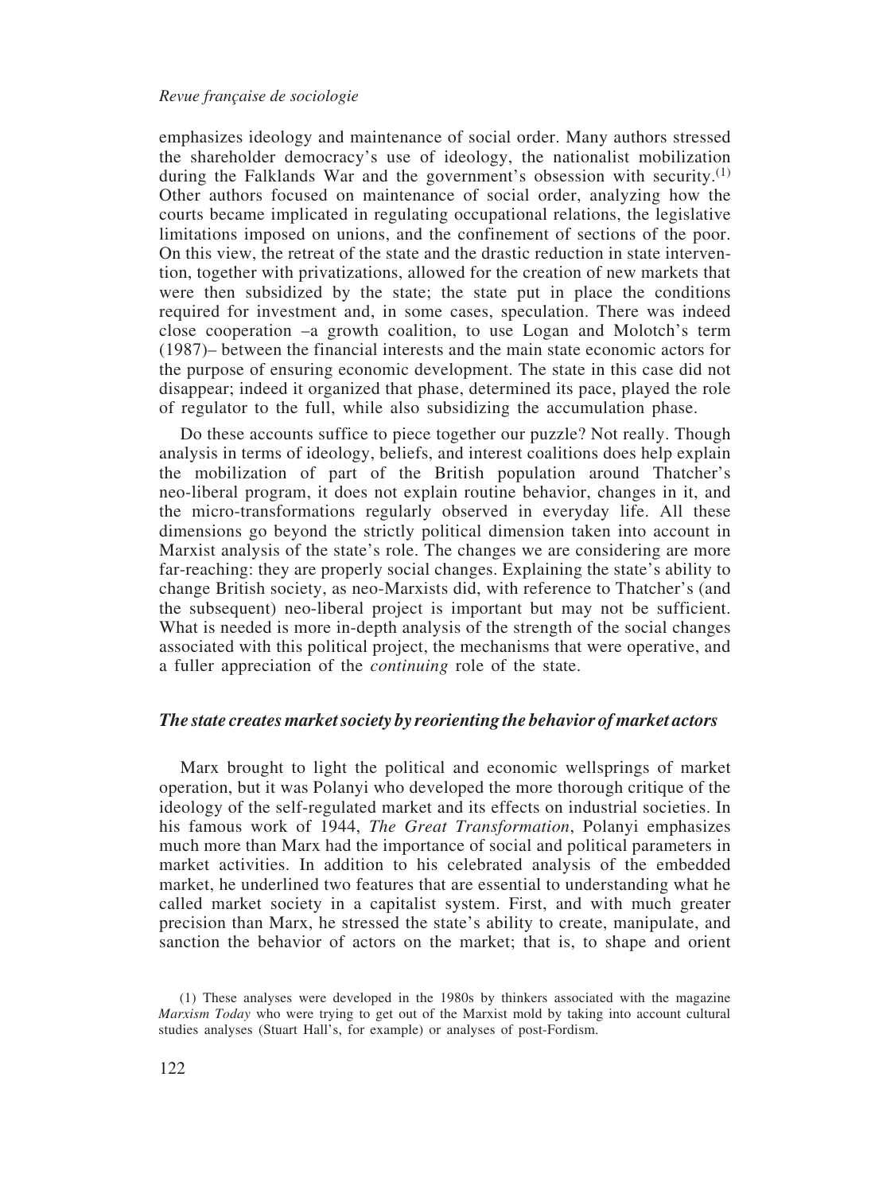emphasizes ideology and maintenance of social order. Many authors stressed the shareholder democracy's use of ideology, the nationalist mobilization during the Falklands War and the government's obsession with security.[(1)] Other authors focused on maintenance of social order, analyzing how the courts became implicated in regulating occupational relations, the legislative limitations imposed on unions, and the confinement of sections of the poor. On this view, the retreat of the state and the drastic reduction in state intervention, together with privatizations, allowed for the creation of new markets that were then subsidized by the state; the state put in place the conditions required for investment and, in some cases, speculation. There was indeed close cooperation –a growth coalition, to use Logan and Molotch's term (1987)– between the financial interests and the main state economic actors for the purpose of ensuring economic development. The state in this case did not disappear; indeed it organized that phase, determined its pace, played the role of regulator to the full, while also subsidizing the accumulation phase.

Do these accounts suffice to piece together our puzzle? Not really. Though analysis in terms of ideology, beliefs, and interest coalitions does help explain the mobilization of part of the British population around Thatcher's neo-liberal program, it does not explain routine behavior, changes in it, and the micro-transformations regularly observed in everyday life. All these dimensions go beyond the strictly political dimension taken into account in Marxist analysis of the state's role. The changes we are considering are more far-reaching: they are properly social changes. Explaining the state's ability to change British society, as neo-Marxists did, with reference to Thatcher's (and the subsequent) neo-liberal project is important but may not be sufficient. What is needed is more in-depth analysis of the strength of the social changes associated with this political project, the mechanisms that were operative, and a fuller appreciation of the *continuing* role of the state.

### *The state creates market society by reorienting the behavior of market actors*

Marx brought to light the political and economic wellsprings of market operation, but it was Polanyi who developed the more thorough critique of the ideology of the self-regulated market and its effects on industrial societies. In his famous work of 1944, *The Great Transformation*, Polanyi emphasizes much more than Marx had the importance of social and political parameters in market activities. In addition to his celebrated analysis of the embedded market, he underlined two features that are essential to understanding what he called market society in a capitalist system. First, and with much greater precision than Marx, he stressed the state's ability to create, manipulate, and sanction the behavior of actors on the market; that is, to shape and orient

(1) These analyses were developed in the 1980s by thinkers associated with the magazine *Marxism Today* who were trying to get out of the Marxist mold by taking into account cultural studies analyses (Stuart Hall's, for example) or analyses of post-Fordism.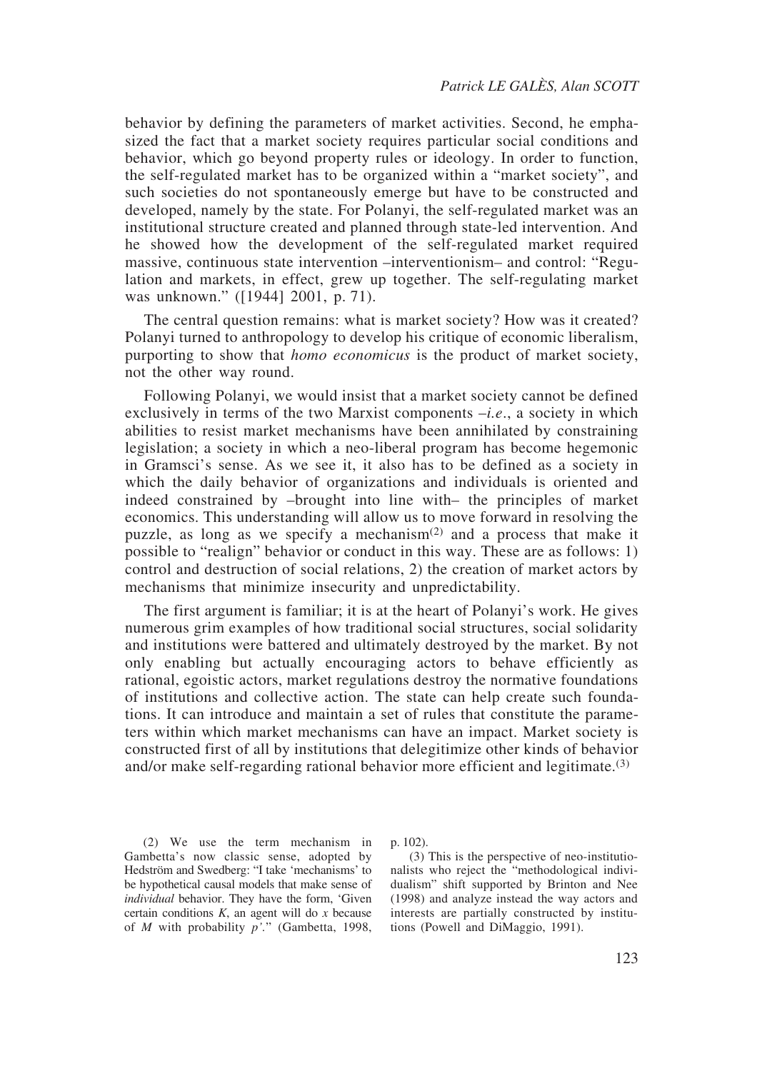behavior by defining the parameters of market activities. Second, he emphasized the fact that a market society requires particular social conditions and behavior, which go beyond property rules or ideology. In order to function, the self-regulated market has to be organized within a "market society", and such societies do not spontaneously emerge but have to be constructed and developed, namely by the state. For Polanyi, the self-regulated market was an institutional structure created and planned through state-led intervention. And he showed how the development of the self-regulated market required massive, continuous state intervention –interventionism– and control: "Regulation and markets, in effect, grew up together. The self-regulating market was unknown." ([1944] 2001, p. 71).

The central question remains: what is market society? How was it created? Polanyi turned to anthropology to develop his critique of economic liberalism, purporting to show that *homo economicus* is the product of market society, not the other way round.

Following Polanyi, we would insist that a market society cannot be defined exclusively in terms of the two Marxist components –*i.e.*, a society in which abilities to resist market mechanisms have been annihilated by constraining legislation; a society in which a neo-liberal program has become hegemonic in Gramsci's sense. As we see it, it also has to be defined as a society in which the daily behavior of organizations and individuals is oriented and indeed constrained by –brought into line with– the principles of market economics. This understanding will allow us to move forward in resolving the puzzle, as long as we specify a mechanism[(2)] and a process that make it possible to "realign" behavior or conduct in this way. These are as follows: 1) control and destruction of social relations, 2) the creation of market actors by mechanisms that minimize insecurity and unpredictability.

The first argument is familiar; it is at the heart of Polanyi's work. He gives numerous grim examples of how traditional social structures, social solidarity and institutions were battered and ultimately destroyed by the market. By not only enabling but actually encouraging actors to behave efficiently as rational, egoistic actors, market regulations destroy the normative foundations of institutions and collective action. The state can help create such foundations. It can introduce and maintain a set of rules that constitute the parameters within which market mechanisms can have an impact. Market society is constructed first of all by institutions that delegitimize other kinds of behavior and/or make self-regarding rational behavior more efficient and legitimate.[(3)]

(2) We use the term mechanism in Gambetta's now classic sense, adopted by Hedström and Swedberg: "I take 'mechanisms' to be hypothetical causal models that make sense of *individual* behavior. They have the form, 'Given certain conditions *K*, an agent will do *x* because of *M* with probability *p'*." (Gambetta, 1998, p. 102).

(3) This is the perspective of neo-institutionalists who reject the "methodological individualism" shift supported by Brinton and Nee (1998) and analyze instead the way actors and interests are partially constructed by institutions (Powell and DiMaggio, 1991).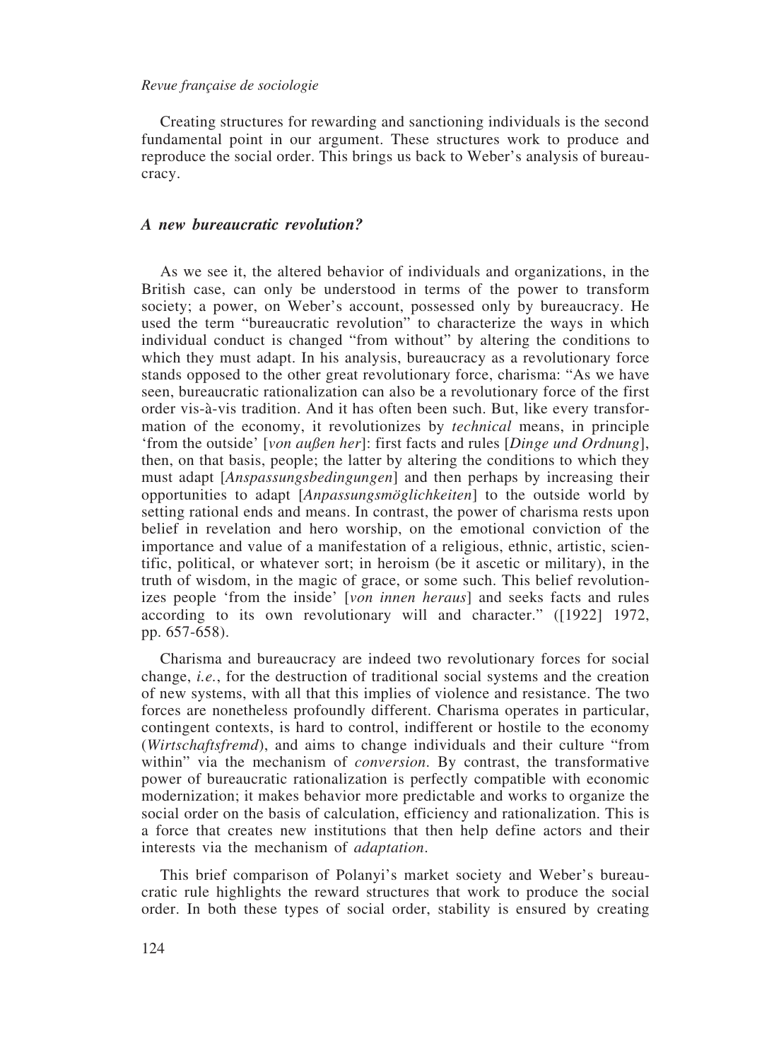Creating structures for rewarding and sanctioning individuals is the second fundamental point in our argument. These structures work to produce and reproduce the social order. This brings us back to Weber's analysis of bureaucracy.

### *A new bureaucratic revolution?*

As we see it, the altered behavior of individuals and organizations, in the British case, can only be understood in terms of the power to transform society; a power, on Weber's account, possessed only by bureaucracy. He used the term "bureaucratic revolution" to characterize the ways in which individual conduct is changed "from without" by altering the conditions to which they must adapt. In his analysis, bureaucracy as a revolutionary force stands opposed to the other great revolutionary force, charisma: "As we have seen, bureaucratic rationalization can also be a revolutionary force of the first order vis-à-vis tradition. And it has often been such. But, like every transformation of the economy, it revolutionizes by *technical* means, in principle 'from the outside' [*von außen her*]: first facts and rules [*Dinge und Ordnung*], then, on that basis, people; the latter by altering the conditions to which they must adapt [*Anspassungsbedingungen*] and then perhaps by increasing their opportunities to adapt [*Anpassungsmöglichkeiten*] to the outside world by setting rational ends and means. In contrast, the power of charisma rests upon belief in revelation and hero worship, on the emotional conviction of the importance and value of a manifestation of a religious, ethnic, artistic, scientific, political, or whatever sort; in heroism (be it ascetic or military), in the truth of wisdom, in the magic of grace, or some such. This belief revolutionizes people 'from the inside' [*von innen heraus*] and seeks facts and rules according to its own revolutionary will and character." ([1922] 1972, pp. 657-658).

Charisma and bureaucracy are indeed two revolutionary forces for social change, *i.e.*, for the destruction of traditional social systems and the creation of new systems, with all that this implies of violence and resistance. The two forces are nonetheless profoundly different. Charisma operates in particular, contingent contexts, is hard to control, indifferent or hostile to the economy (*Wirtschaftsfremd*), and aims to change individuals and their culture "from within" via the mechanism of *conversion*. By contrast, the transformative power of bureaucratic rationalization is perfectly compatible with economic modernization; it makes behavior more predictable and works to organize the social order on the basis of calculation, efficiency and rationalization. This is a force that creates new institutions that then help define actors and their interests via the mechanism of *adaptation*.

This brief comparison of Polanyi's market society and Weber's bureaucratic rule highlights the reward structures that work to produce the social order. In both these types of social order, stability is ensured by creating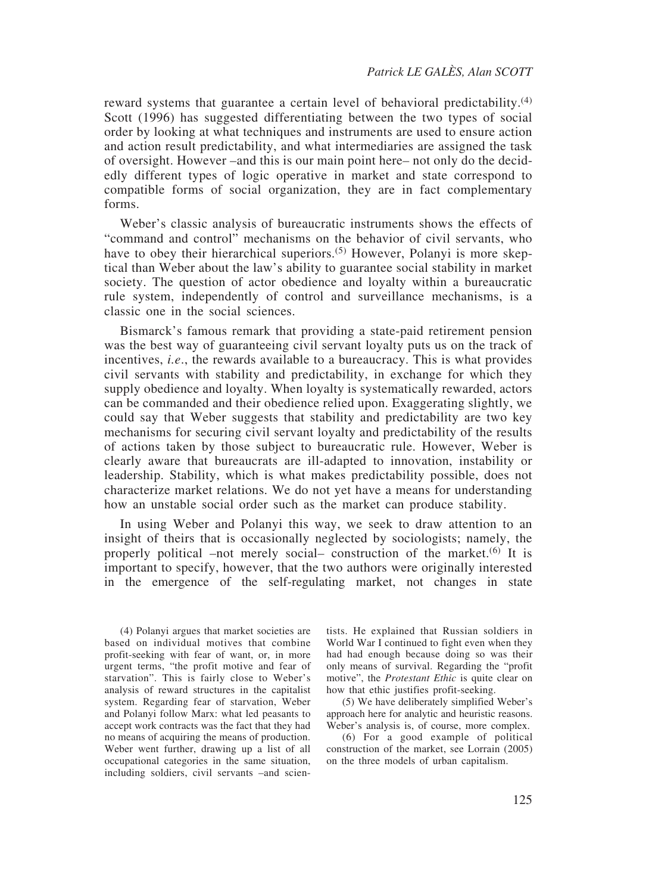reward systems that guarantee a certain level of behavioral predictability.[4] Scott (1996) has suggested differentiating between the two types of social order by looking at what techniques and instruments are used to ensure action and action result predictability, and what intermediaries are assigned the task of oversight. However –and this is our main point here– not only do the decidedly different types of logic operative in market and state correspond to compatible forms of social organization, they are in fact complementary forms.

Weber's classic analysis of bureaucratic instruments shows the effects of "command and control" mechanisms on the behavior of civil servants, who have to obey their hierarchical superiors.[5] However, Polanyi is more skeptical than Weber about the law's ability to guarantee social stability in market society. The question of actor obedience and loyalty within a bureaucratic rule system, independently of control and surveillance mechanisms, is a classic one in the social sciences.

Bismarck's famous remark that providing a state-paid retirement pension was the best way of guaranteeing civil servant loyalty puts us on the track of incentives, *i.e.*, the rewards available to a bureaucracy. This is what provides civil servants with stability and predictability, in exchange for which they supply obedience and loyalty. When loyalty is systematically rewarded, actors can be commanded and their obedience relied upon. Exaggerating slightly, we could say that Weber suggests that stability and predictability are two key mechanisms for securing civil servant loyalty and predictability of the results of actions taken by those subject to bureaucratic rule. However, Weber is clearly aware that bureaucrats are ill-adapted to innovation, instability or leadership. Stability, which is what makes predictability possible, does not characterize market relations. We do not yet have a means for understanding how an unstable social order such as the market can produce stability.

In using Weber and Polanyi this way, we seek to draw attention to an insight of theirs that is occasionally neglected by sociologists; namely, the properly political –not merely social– construction of the market.[6] It is important to specify, however, that the two authors were originally interested in the emergence of the self-regulating market, not changes in state

(4) Polanyi argues that market societies are based on individual motives that combine profit-seeking with fear of want, or, in more urgent terms, "the profit motive and fear of starvation". This is fairly close to Weber's analysis of reward structures in the capitalist system. Regarding fear of starvation, Weber and Polanyi follow Marx: what led peasants to accept work contracts was the fact that they had no means of acquiring the means of production. Weber went further, drawing up a list of all occupational categories in the same situation, including soldiers, civil servants –and scientists. He explained that Russian soldiers in World War I continued to fight even when they had had enough because doing so was their only means of survival. Regarding the "profit motive", the *Protestant Ethic* is quite clear on how that ethic justifies profit-seeking.

(5) We have deliberately simplified Weber's approach here for analytic and heuristic reasons. Weber's analysis is, of course, more complex.

(6) For a good example of political construction of the market, see Lorrain (2005) on the three models of urban capitalism.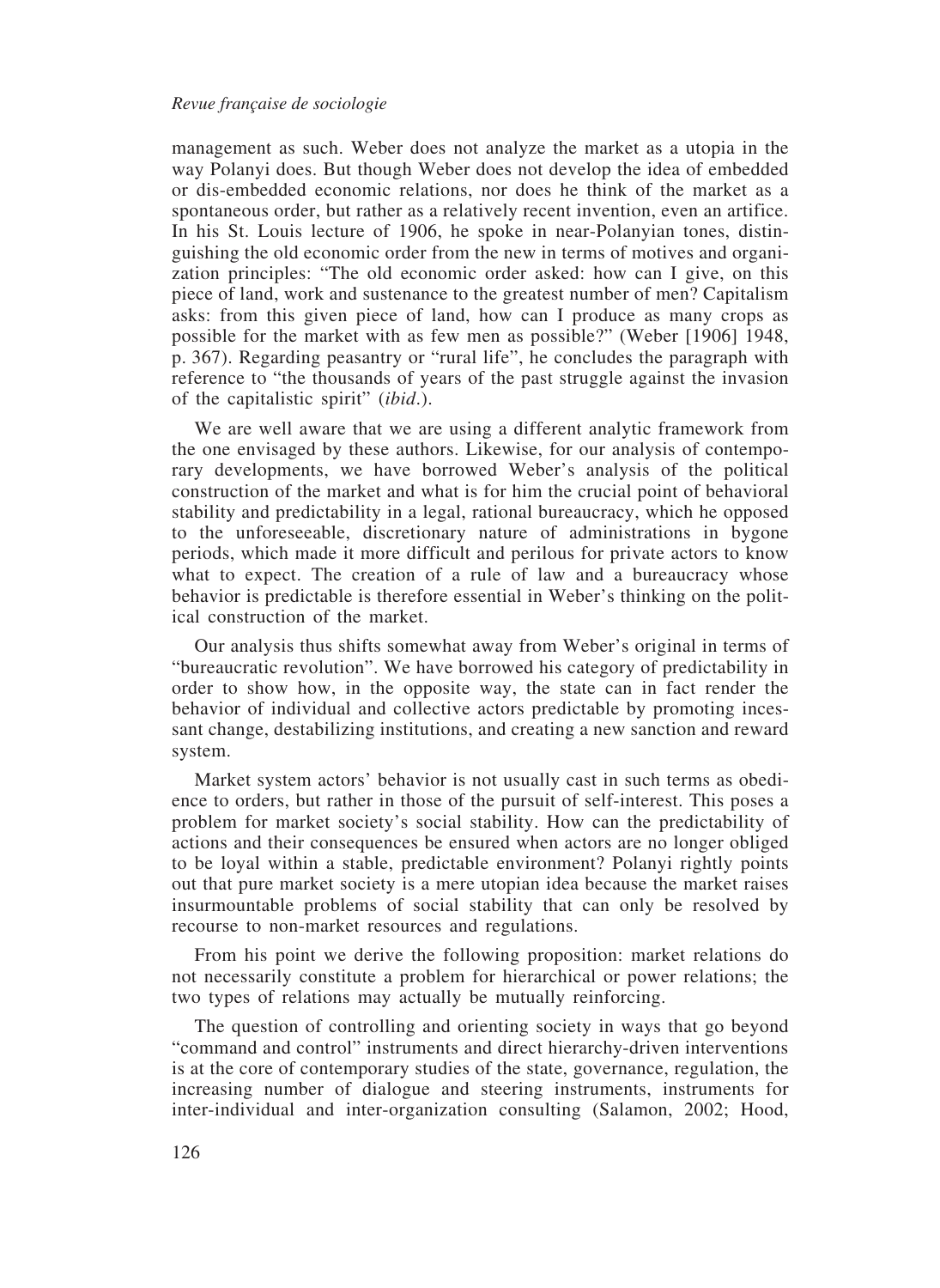management as such. Weber does not analyze the market as a utopia in the way Polanyi does. But though Weber does not develop the idea of embedded or dis-embedded economic relations, nor does he think of the market as a spontaneous order, but rather as a relatively recent invention, even an artifice. In his St. Louis lecture of 1906, he spoke in near-Polanyian tones, distinguishing the old economic order from the new in terms of motives and organization principles: "The old economic order asked: how can I give, on this piece of land, work and sustenance to the greatest number of men? Capitalism asks: from this given piece of land, how can I produce as many crops as possible for the market with as few men as possible?" (Weber [1906] 1948, p. 367). Regarding peasantry or "rural life", he concludes the paragraph with reference to "the thousands of years of the past struggle against the invasion of the capitalistic spirit" (*ibid*.).

We are well aware that we are using a different analytic framework from the one envisaged by these authors. Likewise, for our analysis of contemporary developments, we have borrowed Weber's analysis of the political construction of the market and what is for him the crucial point of behavioral stability and predictability in a legal, rational bureaucracy, which he opposed to the unforeseeable, discretionary nature of administrations in bygone periods, which made it more difficult and perilous for private actors to know what to expect. The creation of a rule of law and a bureaucracy whose behavior is predictable is therefore essential in Weber's thinking on the political construction of the market.

Our analysis thus shifts somewhat away from Weber's original in terms of "bureaucratic revolution". We have borrowed his category of predictability in order to show how, in the opposite way, the state can in fact render the behavior of individual and collective actors predictable by promoting incessant change, destabilizing institutions, and creating a new sanction and reward system.

Market system actors' behavior is not usually cast in such terms as obedience to orders, but rather in those of the pursuit of self-interest. This poses a problem for market society's social stability. How can the predictability of actions and their consequences be ensured when actors are no longer obliged to be loyal within a stable, predictable environment? Polanyi rightly points out that pure market society is a mere utopian idea because the market raises insurmountable problems of social stability that can only be resolved by recourse to non-market resources and regulations.

From his point we derive the following proposition: market relations do not necessarily constitute a problem for hierarchical or power relations; the two types of relations may actually be mutually reinforcing.

The question of controlling and orienting society in ways that go beyond "command and control" instruments and direct hierarchy-driven interventions is at the core of contemporary studies of the state, governance, regulation, the increasing number of dialogue and steering instruments, instruments for inter-individual and inter-organization consulting (Salamon, 2002; Hood,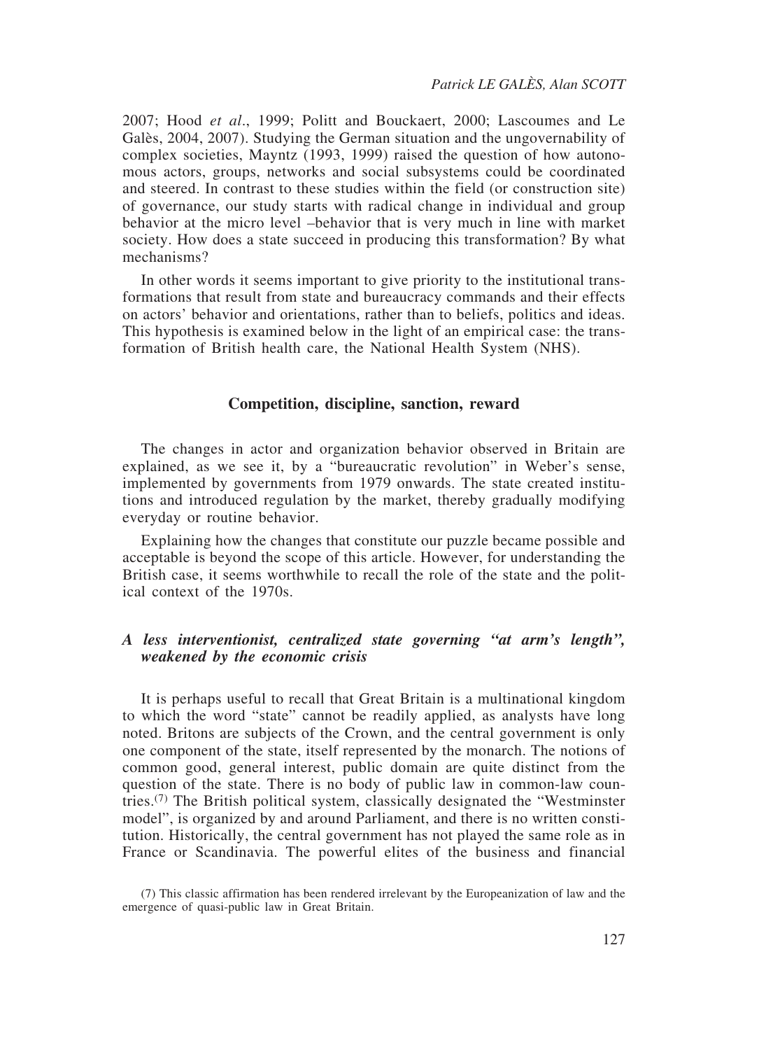2007; Hood *et al*., 1999; Politt and Bouckaert, 2000; Lascoumes and Le Galès, 2004, 2007). Studying the German situation and the ungovernability of complex societies, Mayntz (1993, 1999) raised the question of how autonomous actors, groups, networks and social subsystems could be coordinated and steered. In contrast to these studies within the field (or construction site) of governance, our study starts with radical change in individual and group behavior at the micro level –behavior that is very much in line with market society. How does a state succeed in producing this transformation? By what mechanisms?

In other words it seems important to give priority to the institutional transformations that result from state and bureaucracy commands and their effects on actors' behavior and orientations, rather than to beliefs, politics and ideas. This hypothesis is examined below in the light of an empirical case: the transformation of British health care, the National Health System (NHS).

## Competition, discipline, sanction, reward

The changes in actor and organization behavior observed in Britain are explained, as we see it, by a "bureaucratic revolution" in Weber's sense, implemented by governments from 1979 onwards. The state created institutions and introduced regulation by the market, thereby gradually modifying everyday or routine behavior.

Explaining how the changes that constitute our puzzle became possible and acceptable is beyond the scope of this article. However, for understanding the British case, it seems worthwhile to recall the role of the state and the political context of the 1970s.

### *A less interventionist, centralized state governing "at arm's length", weakened by the economic crisis*

It is perhaps useful to recall that Great Britain is a multinational kingdom to which the word "state" cannot be readily applied, as analysts have long noted. Britons are subjects of the Crown, and the central government is only one component of the state, itself represented by the monarch. The notions of common good, general interest, public domain are quite distinct from the question of the state. There is no body of public law in common-law countries.[7] The British political system, classically designated the "Westminster model", is organized by and around Parliament, and there is no written constitution. Historically, the central government has not played the same role as in France or Scandinavia. The powerful elites of the business and financial

(7) This classic affirmation has been rendered irrelevant by the Europeanization of law and the emergence of quasi-public law in Great Britain.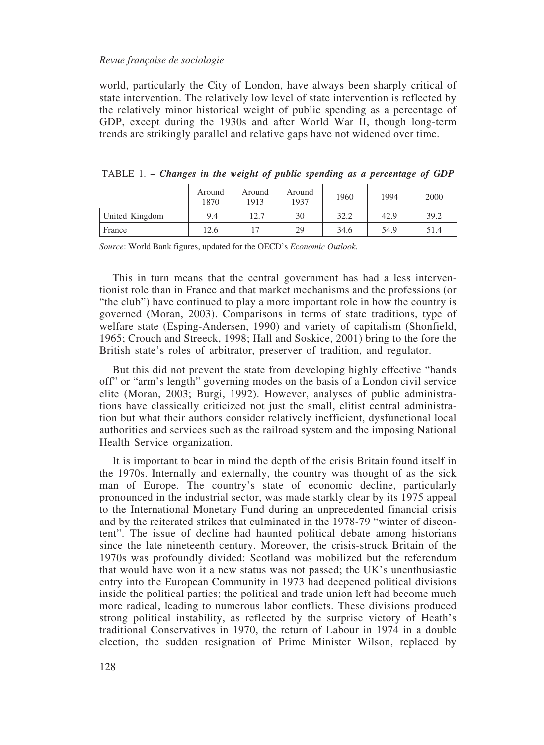world, particularly the City of London, have always been sharply critical of state intervention. The relatively low level of state intervention is reflected by the relatively minor historical weight of public spending as a percentage of GDP, except during the 1930s and after World War II, though long-term trends are strikingly parallel and relative gaps have not widened over time.

TABLE 1. – ***Changes in the weight of public spending as a percentage of GDP***

| | Around 1870 | Around 1913 | Around 1937 | 1960 | 1994 | 2000 |
|---|---|---|---|---|---|---|
| United Kingdom | 9.4 | 12.7 | 30 | 32.2 | 42.9 | 39.2 |
| France | 12.6 | 17 | 29 | 34.6 | 54.9 | 51.4 |

*Source*: World Bank figures, updated for the OECD's *Economic Outlook*.

This in turn means that the central government has had a less interventionist role than in France and that market mechanisms and the professions (or "the club") have continued to play a more important role in how the country is governed (Moran, 2003). Comparisons in terms of state traditions, type of welfare state (Esping-Andersen, 1990) and variety of capitalism (Shonfield, 1965; Crouch and Streeck, 1998; Hall and Soskice, 2001) bring to the fore the British state's roles of arbitrator, preserver of tradition, and regulator.

But this did not prevent the state from developing highly effective "hands off" or "arm's length" governing modes on the basis of a London civil service elite (Moran, 2003; Burgi, 1992). However, analyses of public administrations have classically criticized not just the small, elitist central administration but what their authors consider relatively inefficient, dysfunctional local authorities and services such as the railroad system and the imposing National Health Service organization.

It is important to bear in mind the depth of the crisis Britain found itself in the 1970s. Internally and externally, the country was thought of as the sick man of Europe. The country's state of economic decline, particularly pronounced in the industrial sector, was made starkly clear by its 1975 appeal to the International Monetary Fund during an unprecedented financial crisis and by the reiterated strikes that culminated in the 1978-79 "winter of discontent". The issue of decline had haunted political debate among historians since the late nineteenth century. Moreover, the crisis-struck Britain of the 1970s was profoundly divided: Scotland was mobilized but the referendum that would have won it a new status was not passed; the UK's unenthusiastic entry into the European Community in 1973 had deepened political divisions inside the political parties; the political and trade union left had become much more radical, leading to numerous labor conflicts. These divisions produced strong political instability, as reflected by the surprise victory of Heath's traditional Conservatives in 1970, the return of Labour in 1974 in a double election, the sudden resignation of Prime Minister Wilson, replaced by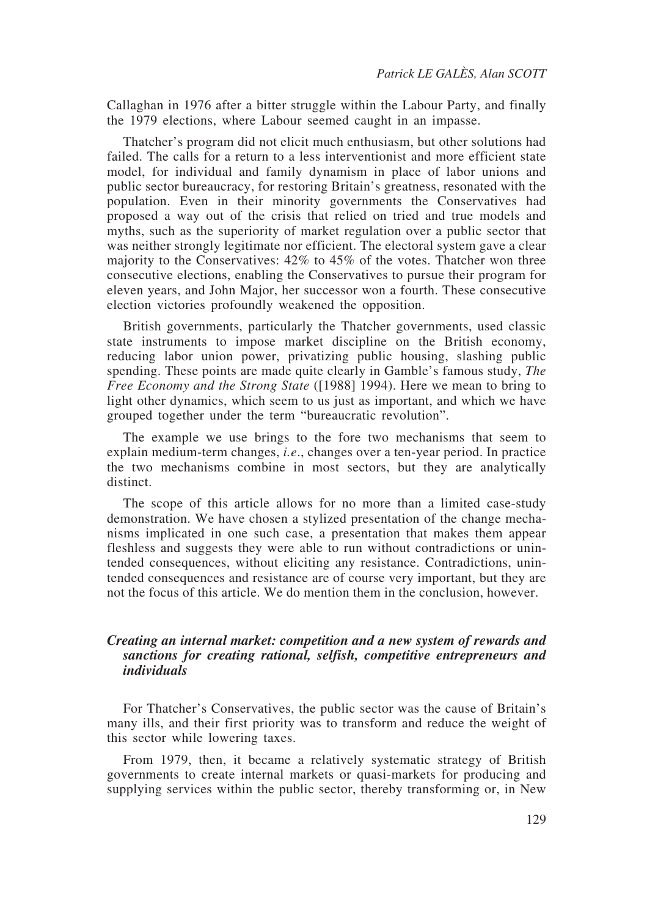Callaghan in 1976 after a bitter struggle within the Labour Party, and finally the 1979 elections, where Labour seemed caught in an impasse.

Thatcher's program did not elicit much enthusiasm, but other solutions had failed. The calls for a return to a less interventionist and more efficient state model, for individual and family dynamism in place of labor unions and public sector bureaucracy, for restoring Britain's greatness, resonated with the population. Even in their minority governments the Conservatives had proposed a way out of the crisis that relied on tried and true models and myths, such as the superiority of market regulation over a public sector that was neither strongly legitimate nor efficient. The electoral system gave a clear majority to the Conservatives: 42% to 45% of the votes. Thatcher won three consecutive elections, enabling the Conservatives to pursue their program for eleven years, and John Major, her successor won a fourth. These consecutive election victories profoundly weakened the opposition.

British governments, particularly the Thatcher governments, used classic state instruments to impose market discipline on the British economy, reducing labor union power, privatizing public housing, slashing public spending. These points are made quite clearly in Gamble's famous study, *The Free Economy and the Strong State* ([1988] 1994). Here we mean to bring to light other dynamics, which seem to us just as important, and which we have grouped together under the term "bureaucratic revolution".

The example we use brings to the fore two mechanisms that seem to explain medium-term changes, *i.e*., changes over a ten-year period. In practice the two mechanisms combine in most sectors, but they are analytically distinct.

The scope of this article allows for no more than a limited case-study demonstration. We have chosen a stylized presentation of the change mechanisms implicated in one such case, a presentation that makes them appear fleshless and suggests they were able to run without contradictions or unintended consequences, without eliciting any resistance. Contradictions, unintended consequences and resistance are of course very important, but they are not the focus of this article. We do mention them in the conclusion, however.

### *Creating an internal market: competition and a new system of rewards and sanctions for creating rational, selfish, competitive entrepreneurs and individuals*

For Thatcher's Conservatives, the public sector was the cause of Britain's many ills, and their first priority was to transform and reduce the weight of this sector while lowering taxes.

From 1979, then, it became a relatively systematic strategy of British governments to create internal markets or quasi-markets for producing and supplying services within the public sector, thereby transforming or, in New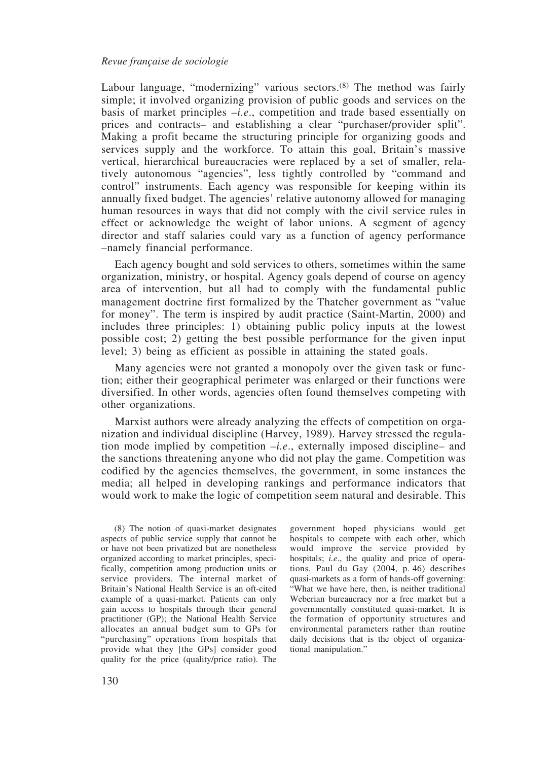Labour language, "modernizing" various sectors.[8] The method was fairly simple; it involved organizing provision of public goods and services on the basis of market principles –*i.e*., competition and trade based essentially on prices and contracts– and establishing a clear "purchaser/provider split". Making a profit became the structuring principle for organizing goods and services supply and the workforce. To attain this goal, Britain's massive vertical, hierarchical bureaucracies were replaced by a set of smaller, relatively autonomous "agencies", less tightly controlled by "command and control" instruments. Each agency was responsible for keeping within its annually fixed budget. The agencies' relative autonomy allowed for managing human resources in ways that did not comply with the civil service rules in effect or acknowledge the weight of labor unions. A segment of agency director and staff salaries could vary as a function of agency performance –namely financial performance.

Each agency bought and sold services to others, sometimes within the same organization, ministry, or hospital. Agency goals depend of course on agency area of intervention, but all had to comply with the fundamental public management doctrine first formalized by the Thatcher government as "value for money". The term is inspired by audit practice (Saint-Martin, 2000) and includes three principles: 1) obtaining public policy inputs at the lowest possible cost; 2) getting the best possible performance for the given input level; 3) being as efficient as possible in attaining the stated goals.

Many agencies were not granted a monopoly over the given task or function; either their geographical perimeter was enlarged or their functions were diversified. In other words, agencies often found themselves competing with other organizations.

Marxist authors were already analyzing the effects of competition on organization and individual discipline (Harvey, 1989). Harvey stressed the regulation mode implied by competition –*i.e*., externally imposed discipline– and the sanctions threatening anyone who did not play the game. Competition was codified by the agencies themselves, the government, in some instances the media; all helped in developing rankings and performance indicators that would work to make the logic of competition seem natural and desirable. This

(8) The notion of quasi-market designates aspects of public service supply that cannot be or have not been privatized but are nonetheless organized according to market principles, specifically, competition among production units or service providers. The internal market of Britain's National Health Service is an oft-cited example of a quasi-market. Patients can only gain access to hospitals through their general practitioner (GP); the National Health Service allocates an annual budget sum to GPs for "purchasing" operations from hospitals that provide what they [the GPs] consider good quality for the price (quality/price ratio). The government hoped physicians would get hospitals to compete with each other, which would improve the service provided by hospitals; *i.e*., the quality and price of operations. Paul du Gay (2004, p. 46) describes quasi-markets as a form of hands-off governing: "What we have here, then, is neither traditional Weberian bureaucracy nor a free market but a governmentally constituted quasi-market. It is the formation of opportunity structures and environmental parameters rather than routine daily decisions that is the object of organizational manipulation."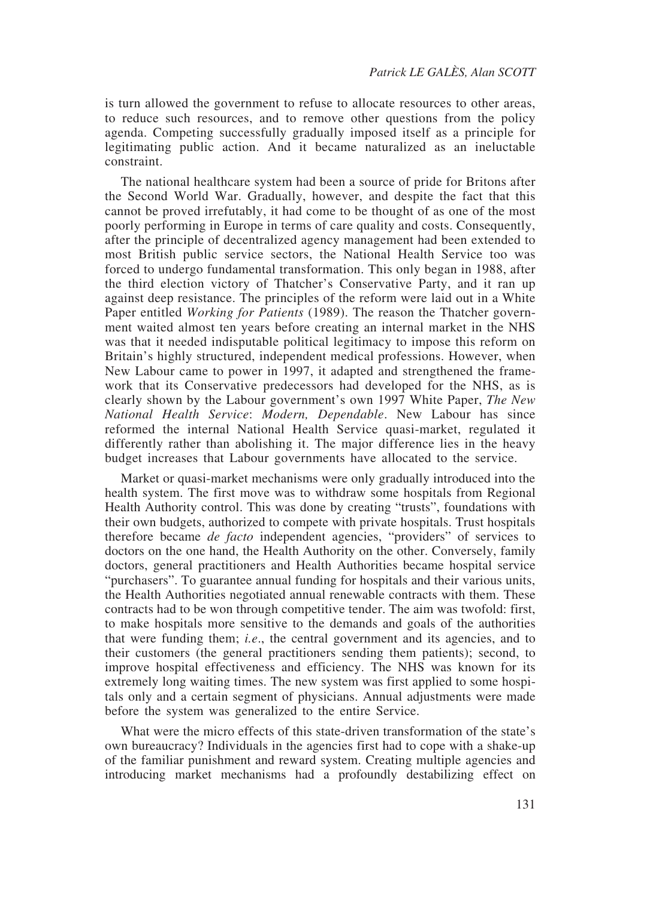is turn allowed the government to refuse to allocate resources to other areas, to reduce such resources, and to remove other questions from the policy agenda. Competing successfully gradually imposed itself as a principle for legitimating public action. And it became naturalized as an ineluctable constraint.

The national healthcare system had been a source of pride for Britons after the Second World War. Gradually, however, and despite the fact that this cannot be proved irrefutably, it had come to be thought of as one of the most poorly performing in Europe in terms of care quality and costs. Consequently, after the principle of decentralized agency management had been extended to most British public service sectors, the National Health Service too was forced to undergo fundamental transformation. This only began in 1988, after the third election victory of Thatcher's Conservative Party, and it ran up against deep resistance. The principles of the reform were laid out in a White Paper entitled *Working for Patients* (1989). The reason the Thatcher government waited almost ten years before creating an internal market in the NHS was that it needed indisputable political legitimacy to impose this reform on Britain's highly structured, independent medical professions. However, when New Labour came to power in 1997, it adapted and strengthened the framework that its Conservative predecessors had developed for the NHS, as is clearly shown by the Labour government's own 1997 White Paper, *The New National Health Service*: *Modern, Dependable*. New Labour has since reformed the internal National Health Service quasi-market, regulated it differently rather than abolishing it. The major difference lies in the heavy budget increases that Labour governments have allocated to the service.

Market or quasi-market mechanisms were only gradually introduced into the health system. The first move was to withdraw some hospitals from Regional Health Authority control. This was done by creating "trusts", foundations with their own budgets, authorized to compete with private hospitals. Trust hospitals therefore became *de facto* independent agencies, "providers" of services to doctors on the one hand, the Health Authority on the other. Conversely, family doctors, general practitioners and Health Authorities became hospital service "purchasers". To guarantee annual funding for hospitals and their various units, the Health Authorities negotiated annual renewable contracts with them. These contracts had to be won through competitive tender. The aim was twofold: first, to make hospitals more sensitive to the demands and goals of the authorities that were funding them; *i.e*., the central government and its agencies, and to their customers (the general practitioners sending them patients); second, to improve hospital effectiveness and efficiency. The NHS was known for its extremely long waiting times. The new system was first applied to some hospitals only and a certain segment of physicians. Annual adjustments were made before the system was generalized to the entire Service.

What were the micro effects of this state-driven transformation of the state's own bureaucracy? Individuals in the agencies first had to cope with a shake-up of the familiar punishment and reward system. Creating multiple agencies and introducing market mechanisms had a profoundly destabilizing effect on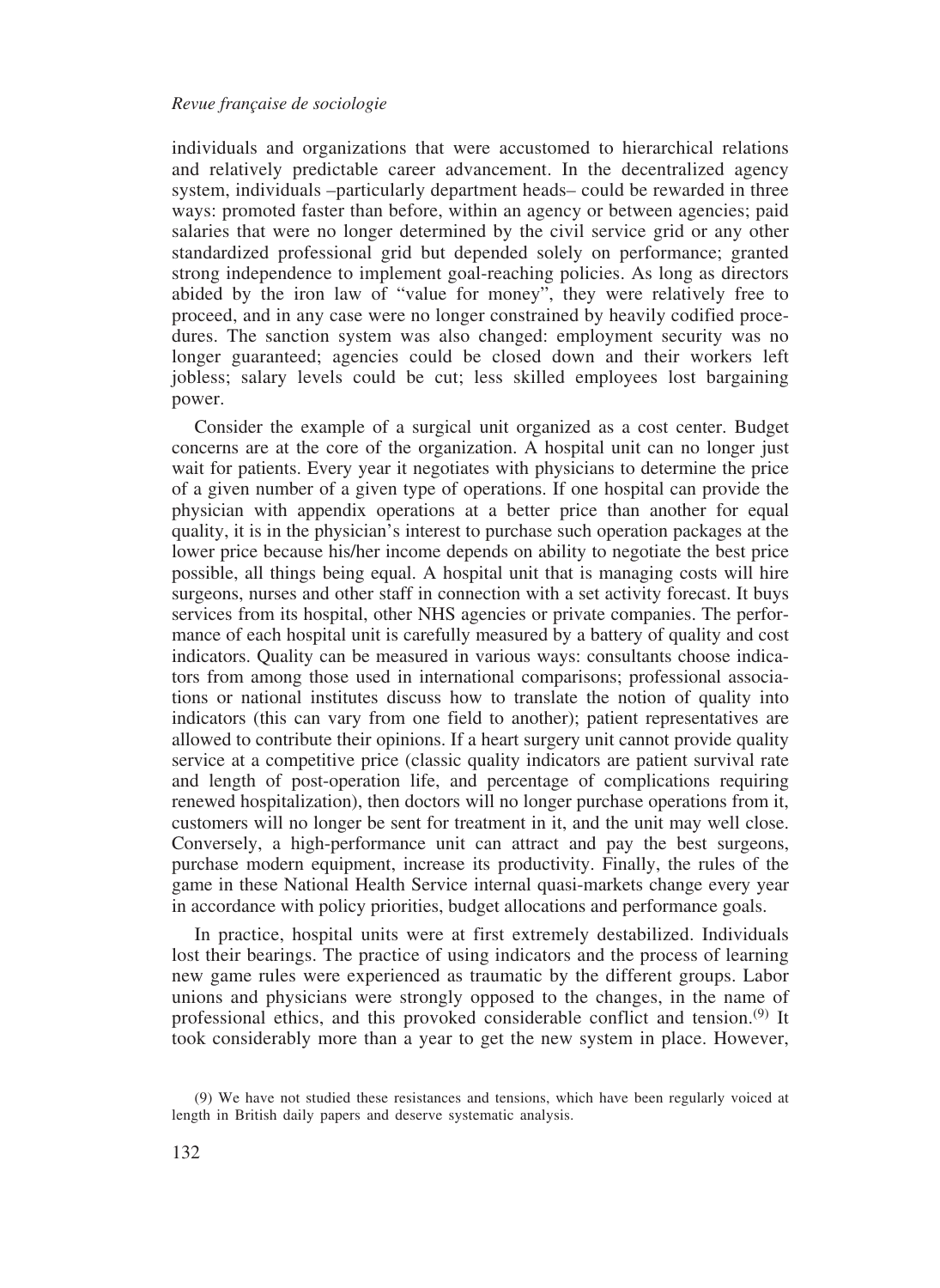individuals and organizations that were accustomed to hierarchical relations and relatively predictable career advancement. In the decentralized agency system, individuals –particularly department heads– could be rewarded in three ways: promoted faster than before, within an agency or between agencies; paid salaries that were no longer determined by the civil service grid or any other standardized professional grid but depended solely on performance; granted strong independence to implement goal-reaching policies. As long as directors abided by the iron law of "value for money", they were relatively free to proceed, and in any case were no longer constrained by heavily codified procedures. The sanction system was also changed: employment security was no longer guaranteed; agencies could be closed down and their workers left jobless; salary levels could be cut; less skilled employees lost bargaining power.

Consider the example of a surgical unit organized as a cost center. Budget concerns are at the core of the organization. A hospital unit can no longer just wait for patients. Every year it negotiates with physicians to determine the price of a given number of a given type of operations. If one hospital can provide the physician with appendix operations at a better price than another for equal quality, it is in the physician's interest to purchase such operation packages at the lower price because his/her income depends on ability to negotiate the best price possible, all things being equal. A hospital unit that is managing costs will hire surgeons, nurses and other staff in connection with a set activity forecast. It buys services from its hospital, other NHS agencies or private companies. The performance of each hospital unit is carefully measured by a battery of quality and cost indicators. Quality can be measured in various ways: consultants choose indicators from among those used in international comparisons; professional associations or national institutes discuss how to translate the notion of quality into indicators (this can vary from one field to another); patient representatives are allowed to contribute their opinions. If a heart surgery unit cannot provide quality service at a competitive price (classic quality indicators are patient survival rate and length of post-operation life, and percentage of complications requiring renewed hospitalization), then doctors will no longer purchase operations from it, customers will no longer be sent for treatment in it, and the unit may well close. Conversely, a high-performance unit can attract and pay the best surgeons, purchase modern equipment, increase its productivity. Finally, the rules of the game in these National Health Service internal quasi-markets change every year in accordance with policy priorities, budget allocations and performance goals.

In practice, hospital units were at first extremely destabilized. Individuals lost their bearings. The practice of using indicators and the process of learning new game rules were experienced as traumatic by the different groups. Labor unions and physicians were strongly opposed to the changes, in the name of professional ethics, and this provoked considerable conflict and tension.(9) It took considerably more than a year to get the new system in place. However,

(9) We have not studied these resistances and tensions, which have been regularly voiced at length in British daily papers and deserve systematic analysis.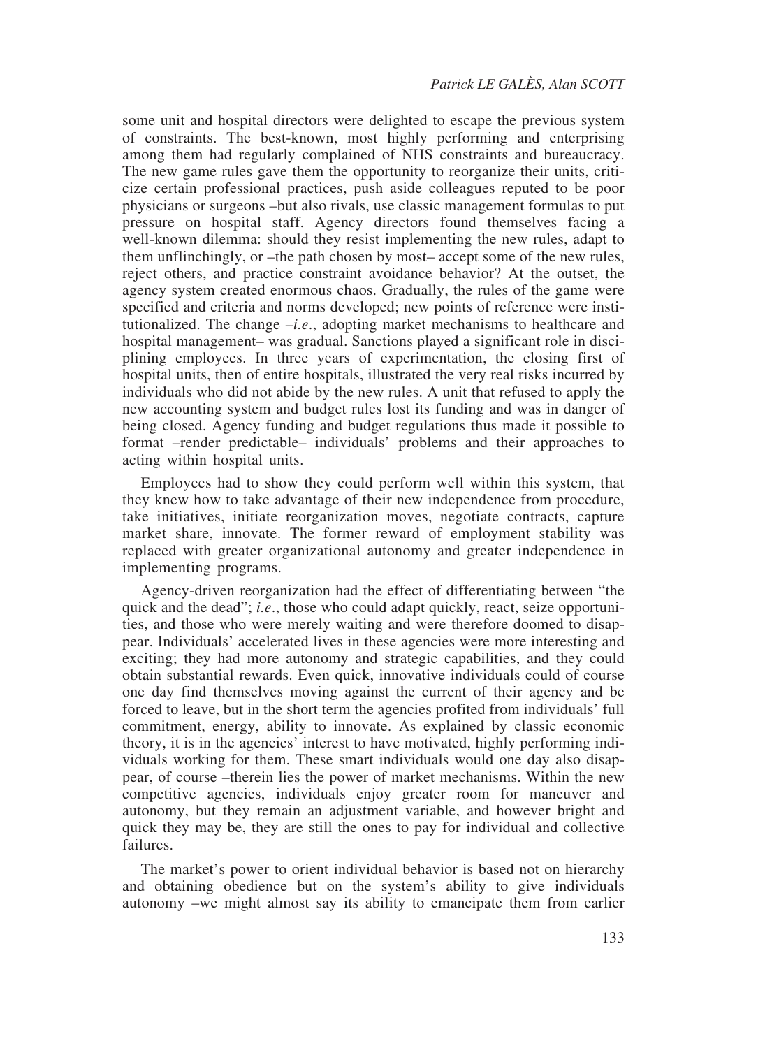some unit and hospital directors were delighted to escape the previous system of constraints. The best-known, most highly performing and enterprising among them had regularly complained of NHS constraints and bureaucracy. The new game rules gave them the opportunity to reorganize their units, criticize certain professional practices, push aside colleagues reputed to be poor physicians or surgeons –but also rivals, use classic management formulas to put pressure on hospital staff. Agency directors found themselves facing a well-known dilemma: should they resist implementing the new rules, adapt to them unflinchingly, or –the path chosen by most– accept some of the new rules, reject others, and practice constraint avoidance behavior? At the outset, the agency system created enormous chaos. Gradually, the rules of the game were specified and criteria and norms developed; new points of reference were institutionalized. The change –*i.e.*, adopting market mechanisms to healthcare and hospital management– was gradual. Sanctions played a significant role in disciplining employees. In three years of experimentation, the closing first of hospital units, then of entire hospitals, illustrated the very real risks incurred by individuals who did not abide by the new rules. A unit that refused to apply the new accounting system and budget rules lost its funding and was in danger of being closed. Agency funding and budget regulations thus made it possible to format –render predictable– individuals' problems and their approaches to acting within hospital units.

Employees had to show they could perform well within this system, that they knew how to take advantage of their new independence from procedure, take initiatives, initiate reorganization moves, negotiate contracts, capture market share, innovate. The former reward of employment stability was replaced with greater organizational autonomy and greater independence in implementing programs.

Agency-driven reorganization had the effect of differentiating between "the quick and the dead"; *i.e*., those who could adapt quickly, react, seize opportunities, and those who were merely waiting and were therefore doomed to disappear. Individuals' accelerated lives in these agencies were more interesting and exciting; they had more autonomy and strategic capabilities, and they could obtain substantial rewards. Even quick, innovative individuals could of course one day find themselves moving against the current of their agency and be forced to leave, but in the short term the agencies profited from individuals' full commitment, energy, ability to innovate. As explained by classic economic theory, it is in the agencies' interest to have motivated, highly performing individuals working for them. These smart individuals would one day also disappear, of course –therein lies the power of market mechanisms. Within the new competitive agencies, individuals enjoy greater room for maneuver and autonomy, but they remain an adjustment variable, and however bright and quick they may be, they are still the ones to pay for individual and collective failures.

The market's power to orient individual behavior is based not on hierarchy and obtaining obedience but on the system's ability to give individuals autonomy –we might almost say its ability to emancipate them from earlier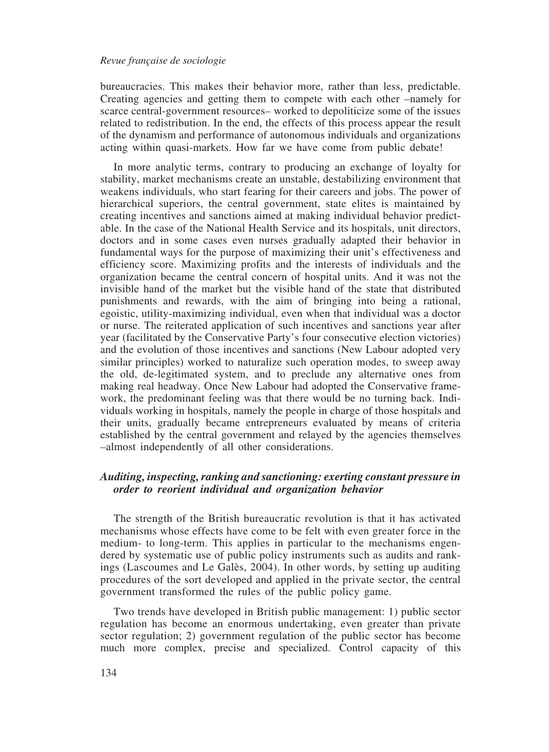bureaucracies. This makes their behavior more, rather than less, predictable. Creating agencies and getting them to compete with each other –namely for scarce central-government resources– worked to depoliticize some of the issues related to redistribution. In the end, the effects of this process appear the result of the dynamism and performance of autonomous individuals and organizations acting within quasi-markets. How far we have come from public debate!

In more analytic terms, contrary to producing an exchange of loyalty for stability, market mechanisms create an unstable, destabilizing environment that weakens individuals, who start fearing for their careers and jobs. The power of hierarchical superiors, the central government, state elites is maintained by creating incentives and sanctions aimed at making individual behavior predictable. In the case of the National Health Service and its hospitals, unit directors, doctors and in some cases even nurses gradually adapted their behavior in fundamental ways for the purpose of maximizing their unit's effectiveness and efficiency score. Maximizing profits and the interests of individuals and the organization became the central concern of hospital units. And it was not the invisible hand of the market but the visible hand of the state that distributed punishments and rewards, with the aim of bringing into being a rational, egoistic, utility-maximizing individual, even when that individual was a doctor or nurse. The reiterated application of such incentives and sanctions year after year (facilitated by the Conservative Party's four consecutive election victories) and the evolution of those incentives and sanctions (New Labour adopted very similar principles) worked to naturalize such operation modes, to sweep away the old, de-legitimated system, and to preclude any alternative ones from making real headway. Once New Labour had adopted the Conservative framework, the predominant feeling was that there would be no turning back. Individuals working in hospitals, namely the people in charge of those hospitals and their units, gradually became entrepreneurs evaluated by means of criteria established by the central government and relayed by the agencies themselves –almost independently of all other considerations.

### *Auditing, inspecting, ranking and sanctioning: exerting constant pressure in order to reorient individual and organization behavior*

The strength of the British bureaucratic revolution is that it has activated mechanisms whose effects have come to be felt with even greater force in the medium- to long-term. This applies in particular to the mechanisms engendered by systematic use of public policy instruments such as audits and rankings (Lascoumes and Le Galès, 2004). In other words, by setting up auditing procedures of the sort developed and applied in the private sector, the central government transformed the rules of the public policy game.

Two trends have developed in British public management: 1) public sector regulation has become an enormous undertaking, even greater than private sector regulation; 2) government regulation of the public sector has become much more complex, precise and specialized. Control capacity of this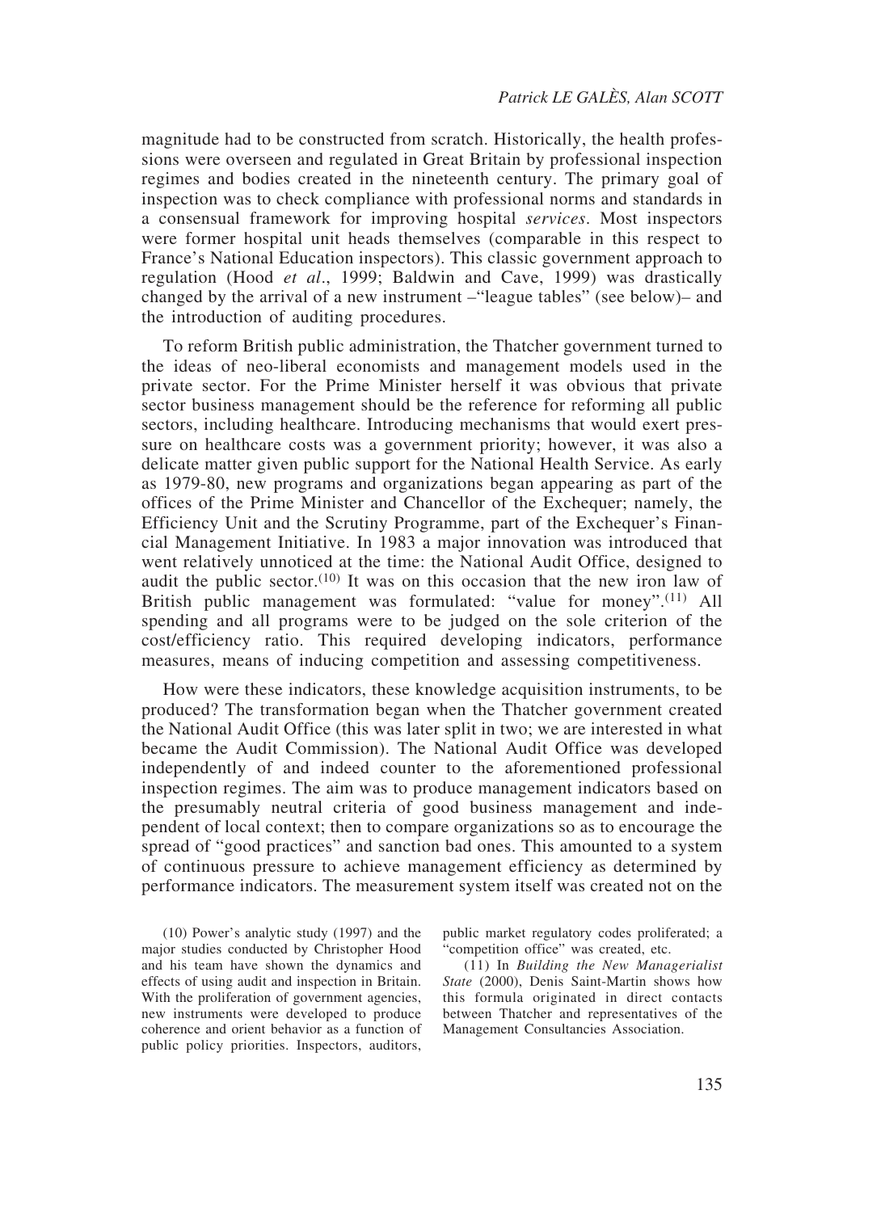magnitude had to be constructed from scratch. Historically, the health professions were overseen and regulated in Great Britain by professional inspection regimes and bodies created in the nineteenth century. The primary goal of inspection was to check compliance with professional norms and standards in a consensual framework for improving hospital *services*. Most inspectors were former hospital unit heads themselves (comparable in this respect to France's National Education inspectors). This classic government approach to regulation (Hood *et al*., 1999; Baldwin and Cave, 1999) was drastically changed by the arrival of a new instrument –"league tables" (see below)– and the introduction of auditing procedures.

To reform British public administration, the Thatcher government turned to the ideas of neo-liberal economists and management models used in the private sector. For the Prime Minister herself it was obvious that private sector business management should be the reference for reforming all public sectors, including healthcare. Introducing mechanisms that would exert pressure on healthcare costs was a government priority; however, it was also a delicate matter given public support for the National Health Service. As early as 1979-80, new programs and organizations began appearing as part of the offices of the Prime Minister and Chancellor of the Exchequer; namely, the Efficiency Unit and the Scrutiny Programme, part of the Exchequer's Financial Management Initiative. In 1983 a major innovation was introduced that went relatively unnoticed at the time: the National Audit Office, designed to audit the public sector.(10) It was on this occasion that the new iron law of British public management was formulated: "value for money".(11) All spending and all programs were to be judged on the sole criterion of the cost/efficiency ratio. This required developing indicators, performance measures, means of inducing competition and assessing competitiveness.

How were these indicators, these knowledge acquisition instruments, to be produced? The transformation began when the Thatcher government created the National Audit Office (this was later split in two; we are interested in what became the Audit Commission). The National Audit Office was developed independently of and indeed counter to the aforementioned professional inspection regimes. The aim was to produce management indicators based on the presumably neutral criteria of good business management and independent of local context; then to compare organizations so as to encourage the spread of "good practices" and sanction bad ones. This amounted to a system of continuous pressure to achieve management efficiency as determined by performance indicators. The measurement system itself was created not on the

(10) Power's analytic study (1997) and the major studies conducted by Christopher Hood and his team have shown the dynamics and effects of using audit and inspection in Britain. With the proliferation of government agencies, new instruments were developed to produce coherence and orient behavior as a function of public policy priorities. Inspectors, auditors, public market regulatory codes proliferated; a "competition office" was created, etc.

(11) In *Building the New Managerialist State* (2000), Denis Saint-Martin shows how this formula originated in direct contacts between Thatcher and representatives of the Management Consultancies Association.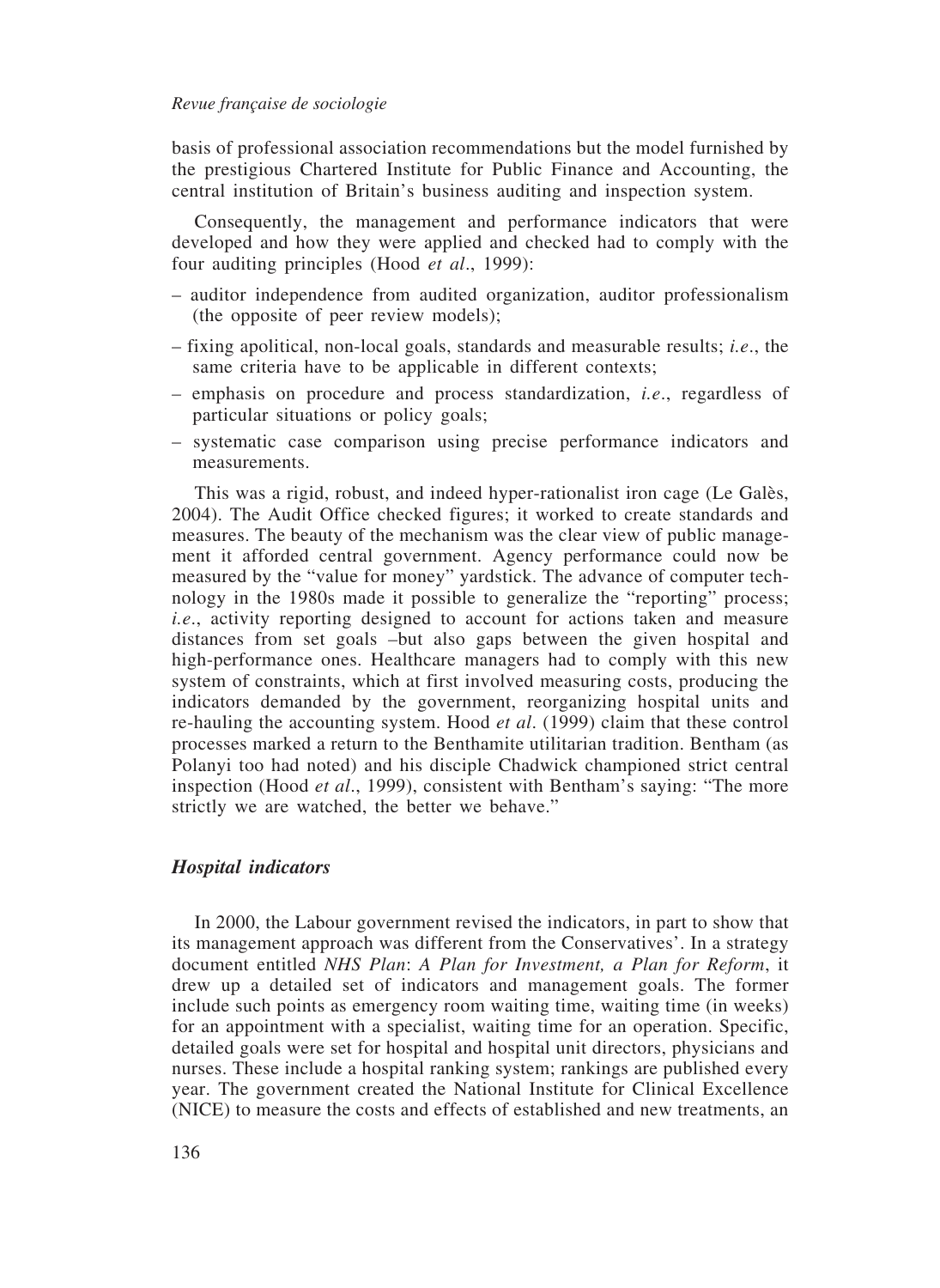basis of professional association recommendations but the model furnished by the prestigious Chartered Institute for Public Finance and Accounting, the central institution of Britain's business auditing and inspection system.

Consequently, the management and performance indicators that were developed and how they were applied and checked had to comply with the four auditing principles (Hood *et al*., 1999):

- auditor independence from audited organization, auditor professionalism (the opposite of peer review models);
- fixing apolitical, non-local goals, standards and measurable results; *i.e*., the same criteria have to be applicable in different contexts;
- emphasis on procedure and process standardization, *i.e*., regardless of particular situations or policy goals;
- systematic case comparison using precise performance indicators and measurements.

This was a rigid, robust, and indeed hyper-rationalist iron cage (Le Galès, 2004). The Audit Office checked figures; it worked to create standards and measures. The beauty of the mechanism was the clear view of public management it afforded central government. Agency performance could now be measured by the "value for money" yardstick. The advance of computer technology in the 1980s made it possible to generalize the "reporting" process; *i.e*., activity reporting designed to account for actions taken and measure distances from set goals –but also gaps between the given hospital and high-performance ones. Healthcare managers had to comply with this new system of constraints, which at first involved measuring costs, producing the indicators demanded by the government, reorganizing hospital units and re-hauling the accounting system. Hood *et al*. (1999) claim that these control processes marked a return to the Benthamite utilitarian tradition. Bentham (as Polanyi too had noted) and his disciple Chadwick championed strict central inspection (Hood *et al*., 1999), consistent with Bentham's saying: "The more strictly we are watched, the better we behave."

### *Hospital indicators*

In 2000, the Labour government revised the indicators, in part to show that its management approach was different from the Conservatives'. In a strategy document entitled *NHS Plan*: *A Plan for Investment, a Plan for Reform*, it drew up a detailed set of indicators and management goals. The former include such points as emergency room waiting time, waiting time (in weeks) for an appointment with a specialist, waiting time for an operation. Specific, detailed goals were set for hospital and hospital unit directors, physicians and nurses. These include a hospital ranking system; rankings are published every year. The government created the National Institute for Clinical Excellence (NICE) to measure the costs and effects of established and new treatments, an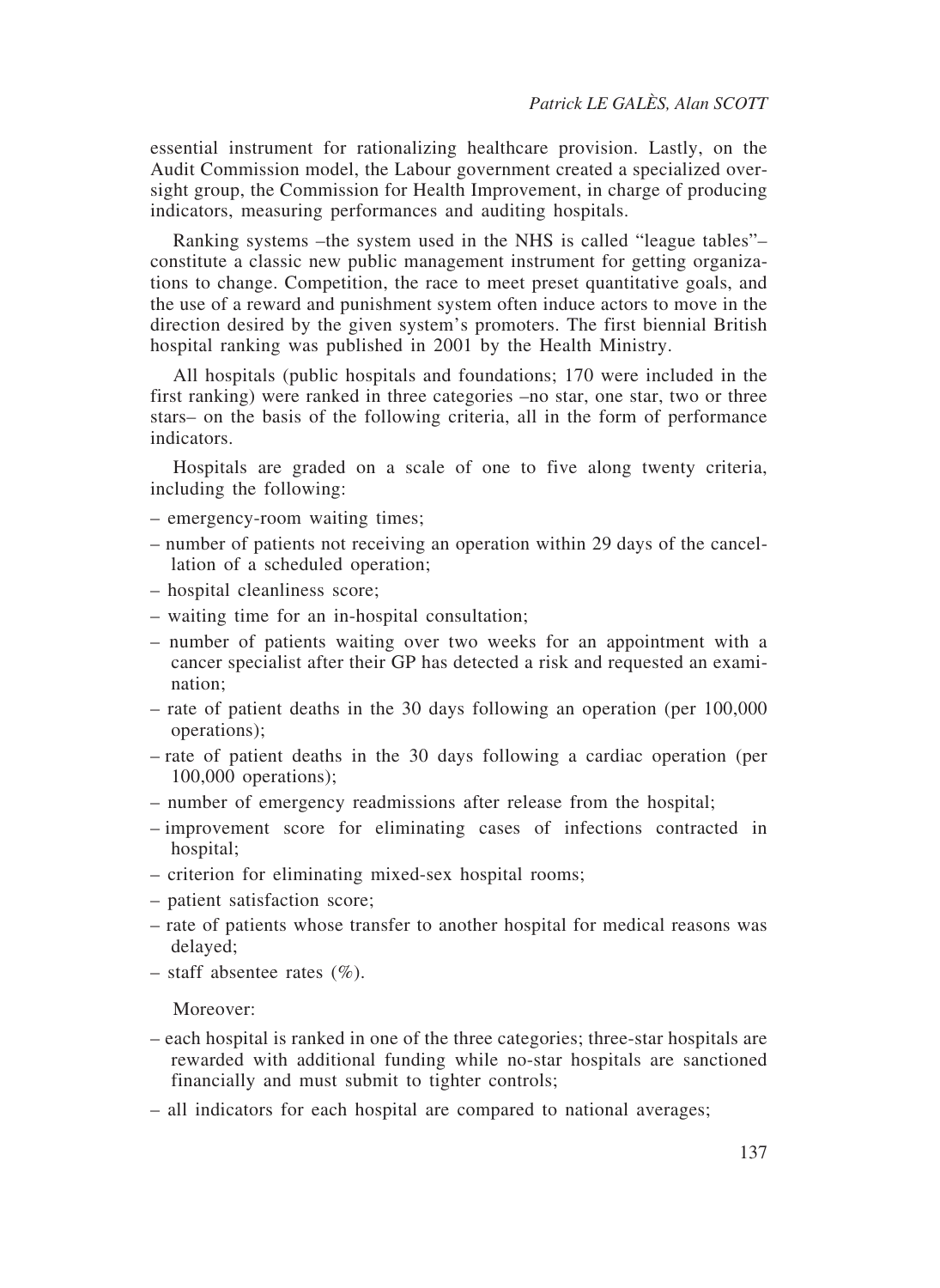essential instrument for rationalizing healthcare provision. Lastly, on the Audit Commission model, the Labour government created a specialized oversight group, the Commission for Health Improvement, in charge of producing indicators, measuring performances and auditing hospitals.

Ranking systems –the system used in the NHS is called "league tables"– constitute a classic new public management instrument for getting organizations to change. Competition, the race to meet preset quantitative goals, and the use of a reward and punishment system often induce actors to move in the direction desired by the given system's promoters. The first biennial British hospital ranking was published in 2001 by the Health Ministry.

All hospitals (public hospitals and foundations; 170 were included in the first ranking) were ranked in three categories –no star, one star, two or three stars– on the basis of the following criteria, all in the form of performance indicators.

Hospitals are graded on a scale of one to five along twenty criteria, including the following:

- emergency-room waiting times;
- number of patients not receiving an operation within 29 days of the cancellation of a scheduled operation;
- hospital cleanliness score;
- waiting time for an in-hospital consultation;
- number of patients waiting over two weeks for an appointment with a cancer specialist after their GP has detected a risk and requested an examination;
- rate of patient deaths in the 30 days following an operation (per 100,000 operations);
- rate of patient deaths in the 30 days following a cardiac operation (per 100,000 operations);
- number of emergency readmissions after release from the hospital;
- improvement score for eliminating cases of infections contracted in hospital;
- criterion for eliminating mixed-sex hospital rooms;
- patient satisfaction score;
- rate of patients whose transfer to another hospital for medical reasons was delayed;
- staff absentee rates (%).

Moreover:

- each hospital is ranked in one of the three categories; three-star hospitals are rewarded with additional funding while no-star hospitals are sanctioned financially and must submit to tighter controls;
- all indicators for each hospital are compared to national averages;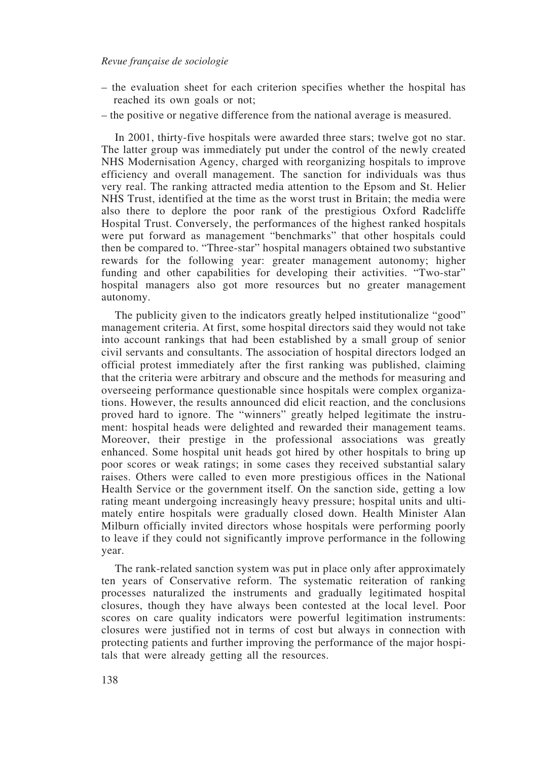– the evaluation sheet for each criterion specifies whether the hospital has reached its own goals or not;

– the positive or negative difference from the national average is measured.

In 2001, thirty-five hospitals were awarded three stars; twelve got no star. The latter group was immediately put under the control of the newly created NHS Modernisation Agency, charged with reorganizing hospitals to improve efficiency and overall management. The sanction for individuals was thus very real. The ranking attracted media attention to the Epsom and St. Helier NHS Trust, identified at the time as the worst trust in Britain; the media were also there to deplore the poor rank of the prestigious Oxford Radcliffe Hospital Trust. Conversely, the performances of the highest ranked hospitals were put forward as management "benchmarks" that other hospitals could then be compared to. "Three-star" hospital managers obtained two substantive rewards for the following year: greater management autonomy; higher funding and other capabilities for developing their activities. "Two-star" hospital managers also got more resources but no greater management autonomy.

The publicity given to the indicators greatly helped institutionalize "good" management criteria. At first, some hospital directors said they would not take into account rankings that had been established by a small group of senior civil servants and consultants. The association of hospital directors lodged an official protest immediately after the first ranking was published, claiming that the criteria were arbitrary and obscure and the methods for measuring and overseeing performance questionable since hospitals were complex organizations. However, the results announced did elicit reaction, and the conclusions proved hard to ignore. The "winners" greatly helped legitimate the instrument: hospital heads were delighted and rewarded their management teams. Moreover, their prestige in the professional associations was greatly enhanced. Some hospital unit heads got hired by other hospitals to bring up poor scores or weak ratings; in some cases they received substantial salary raises. Others were called to even more prestigious offices in the National Health Service or the government itself. On the sanction side, getting a low rating meant undergoing increasingly heavy pressure; hospital units and ultimately entire hospitals were gradually closed down. Health Minister Alan Milburn officially invited directors whose hospitals were performing poorly to leave if they could not significantly improve performance in the following year.

The rank-related sanction system was put in place only after approximately ten years of Conservative reform. The systematic reiteration of ranking processes naturalized the instruments and gradually legitimated hospital closures, though they have always been contested at the local level. Poor scores on care quality indicators were powerful legitimation instruments: closures were justified not in terms of cost but always in connection with protecting patients and further improving the performance of the major hospitals that were already getting all the resources.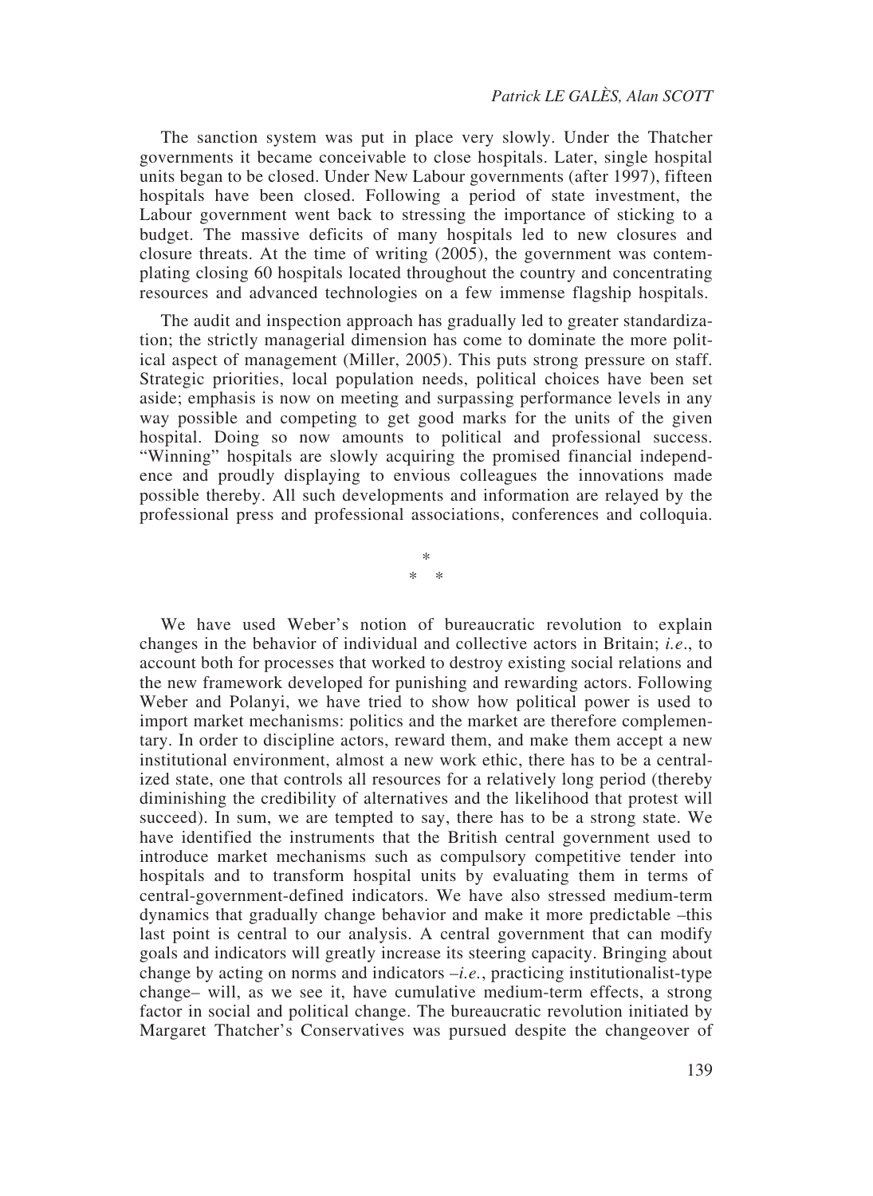The sanction system was put in place very slowly. Under the Thatcher governments it became conceivable to close hospitals. Later, single hospital units began to be closed. Under New Labour governments (after 1997), fifteen hospitals have been closed. Following a period of state investment, the Labour government went back to stressing the importance of sticking to a budget. The massive deficits of many hospitals led to new closures and closure threats. At the time of writing (2005), the government was contemplating closing 60 hospitals located throughout the country and concentrating resources and advanced technologies on a few immense flagship hospitals.

The audit and inspection approach has gradually led to greater standardization; the strictly managerial dimension has come to dominate the more political aspect of management (Miller, 2005). This puts strong pressure on staff. Strategic priorities, local population needs, political choices have been set aside; emphasis is now on meeting and surpassing performance levels in any way possible and competing to get good marks for the units of the given hospital. Doing so now amounts to political and professional success. "Winning" hospitals are slowly acquiring the promised financial independence and proudly displaying to envious colleagues the innovations made possible thereby. All such developments and information are relayed by the professional press and professional associations, conferences and colloquia.

\*
\*   \*

We have used Weber's notion of bureaucratic revolution to explain changes in the behavior of individual and collective actors in Britain; *i.e.*, to account both for processes that worked to destroy existing social relations and the new framework developed for punishing and rewarding actors. Following Weber and Polanyi, we have tried to show how political power is used to import market mechanisms: politics and the market are therefore complementary. In order to discipline actors, reward them, and make them accept a new institutional environment, almost a new work ethic, there has to be a centralized state, one that controls all resources for a relatively long period (thereby diminishing the credibility of alternatives and the likelihood that protest will succeed). In sum, we are tempted to say, there has to be a strong state. We have identified the instruments that the British central government used to introduce market mechanisms such as compulsory competitive tender into hospitals and to transform hospital units by evaluating them in terms of central-government-defined indicators. We have also stressed medium-term dynamics that gradually change behavior and make it more predictable –this last point is central to our analysis. A central government that can modify goals and indicators will greatly increase its steering capacity. Bringing about change by acting on norms and indicators –*i.e.*, practicing institutionalist-type change– will, as we see it, have cumulative medium-term effects, a strong factor in social and political change. The bureaucratic revolution initiated by Margaret Thatcher's Conservatives was pursued despite the changeover of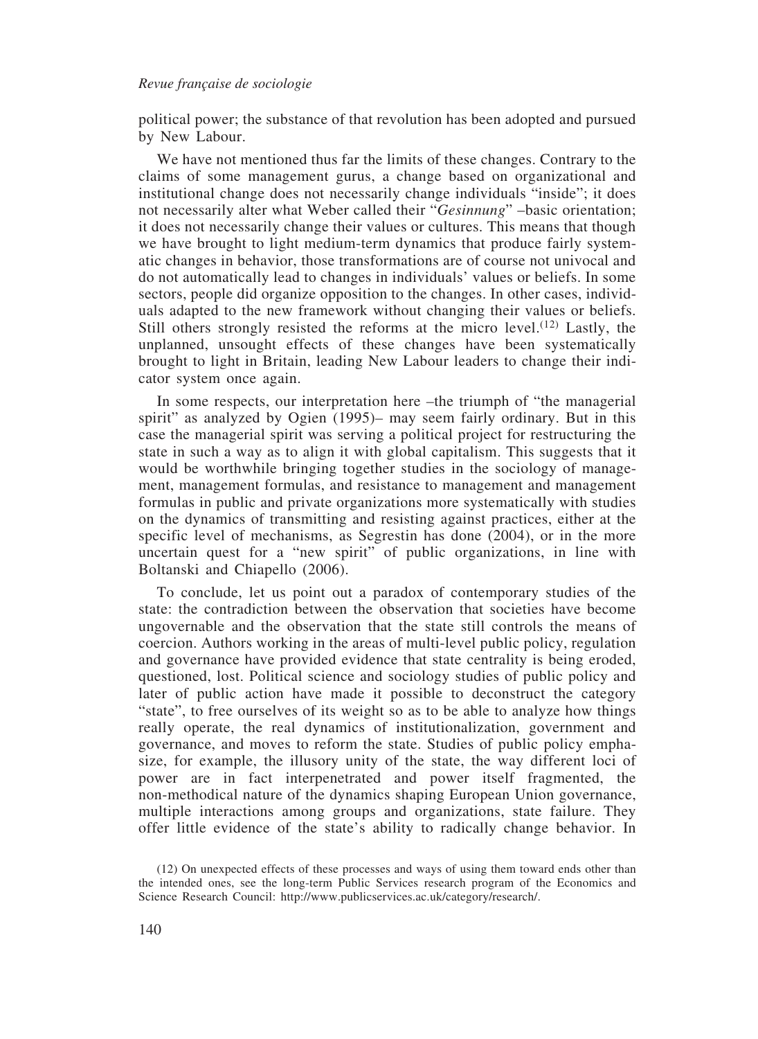political power; the substance of that revolution has been adopted and pursued by New Labour.

We have not mentioned thus far the limits of these changes. Contrary to the claims of some management gurus, a change based on organizational and institutional change does not necessarily change individuals "inside"; it does not necessarily alter what Weber called their "*Gesinnung*" –basic orientation; it does not necessarily change their values or cultures. This means that though we have brought to light medium-term dynamics that produce fairly systematic changes in behavior, those transformations are of course not univocal and do not automatically lead to changes in individuals' values or beliefs. In some sectors, people did organize opposition to the changes. In other cases, individuals adapted to the new framework without changing their values or beliefs. Still others strongly resisted the reforms at the micro level.[12] Lastly, the unplanned, unsought effects of these changes have been systematically brought to light in Britain, leading New Labour leaders to change their indicator system once again.

In some respects, our interpretation here –the triumph of "the managerial spirit" as analyzed by Ogien (1995)– may seem fairly ordinary. But in this case the managerial spirit was serving a political project for restructuring the state in such a way as to align it with global capitalism. This suggests that it would be worthwhile bringing together studies in the sociology of management, management formulas, and resistance to management and management formulas in public and private organizations more systematically with studies on the dynamics of transmitting and resisting against practices, either at the specific level of mechanisms, as Segrestin has done (2004), or in the more uncertain quest for a "new spirit" of public organizations, in line with Boltanski and Chiapello (2006).

To conclude, let us point out a paradox of contemporary studies of the state: the contradiction between the observation that societies have become ungovernable and the observation that the state still controls the means of coercion. Authors working in the areas of multi-level public policy, regulation and governance have provided evidence that state centrality is being eroded, questioned, lost. Political science and sociology studies of public policy and later of public action have made it possible to deconstruct the category "state", to free ourselves of its weight so as to be able to analyze how things really operate, the real dynamics of institutionalization, government and governance, and moves to reform the state. Studies of public policy emphasize, for example, the illusory unity of the state, the way different loci of power are in fact interpenetrated and power itself fragmented, the non-methodical nature of the dynamics shaping European Union governance, multiple interactions among groups and organizations, state failure. They offer little evidence of the state's ability to radically change behavior. In

(12) On unexpected effects of these processes and ways of using them toward ends other than the intended ones, see the long-term Public Services research program of the Economics and Science Research Council: http://www.publicservices.ac.uk/category/research/.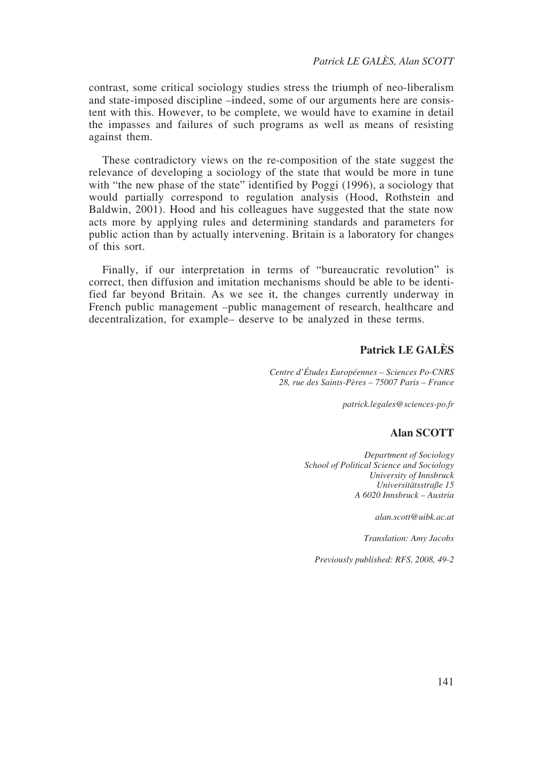contrast, some critical sociology studies stress the triumph of neo-liberalism and state-imposed discipline –indeed, some of our arguments here are consistent with this. However, to be complete, we would have to examine in detail the impasses and failures of such programs as well as means of resisting against them.

These contradictory views on the re-composition of the state suggest the relevance of developing a sociology of the state that would be more in tune with "the new phase of the state" identified by Poggi (1996), a sociology that would partially correspond to regulation analysis (Hood, Rothstein and Baldwin, 2001). Hood and his colleagues have suggested that the state now acts more by applying rules and determining standards and parameters for public action than by actually intervening. Britain is a laboratory for changes of this sort.

Finally, if our interpretation in terms of "bureaucratic revolution" is correct, then diffusion and imitation mechanisms should be able to be identified far beyond Britain. As we see it, the changes currently underway in French public management –public management of research, healthcare and decentralization, for example– deserve to be analyzed in these terms.

**Patrick LE GALÈS**

*Centre d'Études Européennes – Sciences Po-CNRS*
*28, rue des Saints-Pères – 75007 Paris – France*

*patrick.legales@sciences-po.fr*

**Alan SCOTT**

*Department of Sociology*
*School of Political Science and Sociology*
*University of Innsbruck*
*Universitätsstraße 15*
*A 6020 Innsbruck – Austria*

*alan.scott@uibk.ac.at*

*Translation: Amy Jacobs*

*Previously published: RFS, 2008, 49-2*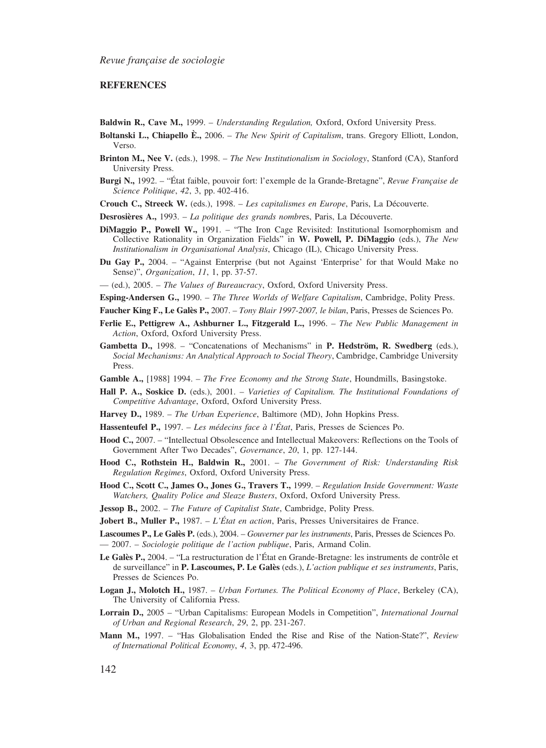## REFERENCES

**Baldwin R., Cave M.,** 1999. – *Understanding Regulation,* Oxford, Oxford University Press.

**Boltanski L., Chiapello È.,** 2006. – *The New Spirit of Capitalism*, trans. Gregory Elliott, London, Verso.

**Brinton M., Nee V.** (eds.), 1998. – *The New Institutionalism in Sociology*, Stanford (CA), Stanford University Press.

**Burgi N.,** 1992. – "État faible, pouvoir fort: l'exemple de la Grande-Bretagne", *Revue Française de Science Politique*, *42*, 3, pp. 402-416.

**Crouch C., Streeck W.** (eds.), 1998. – *Les capitalismes en Europe*, Paris, La Découverte.

**Desrosières A.,** 1993. – *La politique des grands nombre*s, Paris, La Découverte.

**DiMaggio P., Powell W.,** 1991. – "The Iron Cage Revisited: Institutional Isomorphomism and Collective Rationality in Organization Fields" in **W. Powell, P. DiMaggio** (eds.), *The New Institutionalism in Organisational Analysis*, Chicago (IL), Chicago University Press.

**Du Gay P.,** 2004. – "Against Enterprise (but not Against 'Enterprise' for that Would Make no Sense)", *Organization*, *11*, 1, pp. 37-57.

— (ed.), 2005. – *The Values of Bureaucracy*, Oxford, Oxford University Press.

**Esping-Andersen G.,** 1990. – *The Three Worlds of Welfare Capitalism*, Cambridge, Polity Press.

**Faucher King F., Le Galès P.,** 2007. – *Tony Blair 1997-2007, le bilan*, Paris, Presses de Sciences Po.

**Ferlie E., Pettigrew A., Ashburner L., Fitzgerald L.,** 1996. – *The New Public Management in Action*, Oxford, Oxford University Press.

**Gambetta D.,** 1998. – "Concatenations of Mechanisms" in **P. Hedström, R. Swedberg** (eds.), *Social Mechanisms: An Analytical Approach to Social Theory*, Cambridge, Cambridge University Press.

**Gamble A.,** [1988] 1994. – *The Free Economy and the Strong State*, Houndmills, Basingstoke.

**Hall P. A., Soskice D.** (eds.), 2001. – *Varieties of Capitalism. The Institutional Foundations of Competitive Advantage*, Oxford, Oxford University Press.

**Harvey D.,** 1989. – *The Urban Experience*, Baltimore (MD), John Hopkins Press.

**Hassenteufel P.,** 1997. – *Les médecins face à l'État*, Paris, Presses de Sciences Po.

**Hood C.,** 2007. – "Intellectual Obsolescence and Intellectual Makeovers: Reflections on the Tools of Government After Two Decades", *Governance*, *20*, 1, pp. 127-144.

**Hood C., Rothstein H., Baldwin R.,** 2001. – *The Government of Risk: Understanding Risk Regulation Regimes*, Oxford, Oxford University Press.

**Hood C., Scott C., James O., Jones G., Travers T.,** 1999. – *Regulation Inside Government: Waste Watchers, Quality Police and Sleaze Busters*, Oxford, Oxford University Press.

**Jessop B.,** 2002. – *The Future of Capitalist State*, Cambridge, Polity Press.

**Jobert B., Muller P.,** 1987. – *L'État en action*, Paris, Presses Universitaires de France.

**Lascoumes P., Le Galès P.** (eds.), 2004. – *Gouverner par les instruments*, Paris, Presses de Sciences Po.

— 2007. – *Sociologie politique de l'action publique*, Paris, Armand Colin.

**Le Galès P.,** 2004. – "La restructuration de l'État en Grande-Bretagne: les instruments de contrôle et de surveillance" in **P. Lascoumes, P. Le Galès** (eds.), *L'action publique et ses instruments*, Paris, Presses de Sciences Po.

**Logan J., Molotch H.,** 1987. – *Urban Fortunes. The Political Economy of Place*, Berkeley (CA), The University of California Press.

**Lorrain D.,** 2005 – "Urban Capitalisms: European Models in Competition", *International Journal of Urban and Regional Research*, *29*, 2, pp. 231-267.

**Mann M.,** 1997. – "Has Globalisation Ended the Rise and Rise of the Nation-State?", *Review of International Political Economy*, *4*, 3, pp. 472-496.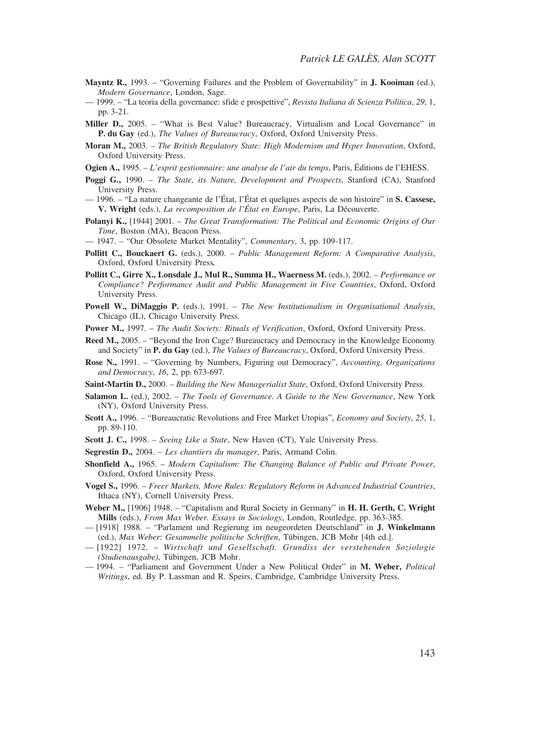**Mayntz R.,** 1993. – "Governing Failures and the Problem of Governability" in **J. Kooiman** (ed.), *Modern Governance*, London, Sage.

— 1999. – "La teoria della governance: sfide e prospettive", *Revista Italiana di Scienza Politica*, *29*, 1, pp. 3-21.

**Miller D.,** 2005. – "What is Best Value? Bureaucracy, Virtualism and Local Governance" in **P. du Gay** (ed.), *The Values of Bureaucracy*, Oxford, Oxford University Press.

**Moran M.,** 2003. – *The British Regulatory State: High Modernism and Hyper Innovation*, Oxford, Oxford University Press.

**Ogien A.,** 1995. – *L'esprit gestionnaire: une analyse de l'air du temps*, Paris, Éditions de l'EHESS.

**Poggi G.,** 1990. – *The State, its Nature, Development and Prospects*, Stanford (CA), Stanford University Press.

— 1996. – "La nature changeante de l'État, l'État et quelques aspects de son histoire" in **S. Cassese, V. Wright** (eds.), *La recomposition de l'État en Europe*, Paris, La Découverte.

**Polanyi K.,** [1944] 2001. – *The Great Transformation: The Political and Economic Origins of Our Time*, Boston (MA), Beacon Press.

— 1947. – "Our Obsolete Market Mentality", *Commentary*, 3, pp. 109-117.

**Pollitt C., Bouckaert G.** (eds.), 2000. – *Public Management Reform: A Comparative Analysis*, Oxford, Oxford University Press.

**Pollitt C., Girre X., Lonsdale J., Mul R., Summa H., Waerness M.** (eds.), 2002. – *Performance or Compliance? Performance Audit and Public Management in Five Countries*, Oxford, Oxford University Press.

**Powell W., DiMaggio P.** (eds.), 1991. – *The New Institutionalism in Organisational Analysis*, Chicago (IL), Chicago University Press.

**Power M.,** 1997. – *The Audit Society: Rituals of Verification*, Oxford, Oxford University Press.

**Reed M.,** 2005. – "Beyond the Iron Cage? Bureaucracy and Democracy in the Knowledge Economy and Society" in **P. du Gay** (ed.), *The Values of Bureaucracy*, Oxford, Oxford University Press.

**Rose N.,** 1991. – "Governing by Numbers, Figuring out Democracy", *Accounting, Organizations and Democracy*, *16*, 2, pp. 673-697.

**Saint-Martin D.,** 2000. – *Building the New Managerialist State*, Oxford, Oxford University Press.

**Salamon L.** (ed.), 2002. – *The Tools of Governance. A Guide to the New Governance*, New York (NY), Oxford University Press.

**Scott A.,** 1996. – "Bureaucratic Revolutions and Free Market Utopias", *Economy and Society*, *25*, 1, pp. 89-110.

**Scott J. C.,** 1998. – *Seeing Like a State*, New Haven (CT), Yale University Press.

**Segrestin D.,** 2004. – *Les chantiers du manager*, Paris, Armand Colin.

**Shonfield A.,** 1965. – *Modern Capitalism: The Changing Balance of Public and Private Power*, Oxford, Oxford University Press.

**Vogel S.,** 1996. – *Freer Markets, More Rules: Regulatory Reform in Advanced Industrial Countries*, Ithaca (NY), Cornell University Press.

**Weber M.,** [1906] 1948. – "Capitalism and Rural Society in Germany" in **H. H. Gerth, C. Wright Mills** (eds.), *From Max Weber. Essays in Sociology*, London, Routledge, pp. 363-385.

— [1918] 1988. – "Parlament und Regierung im neugeordeten Deutschland" in **J. Winkelmann** (ed.), *Max Weber*: *Gesammelte politische Schriften*, Tübingen, JCB Mohr [4th ed.].

— [1922] 1972. – *Wirtschaft und Gesellschaft. Grundiss der verstehenden Soziologie (Studienausgabe)*, Tübingen, JCB Mohr.

— 1994. – "Parliament and Government Under a New Political Order" in **M. Weber,** *Political Writings*, ed. By P. Lassman and R. Speirs, Cambridge, Cambridge University Press.